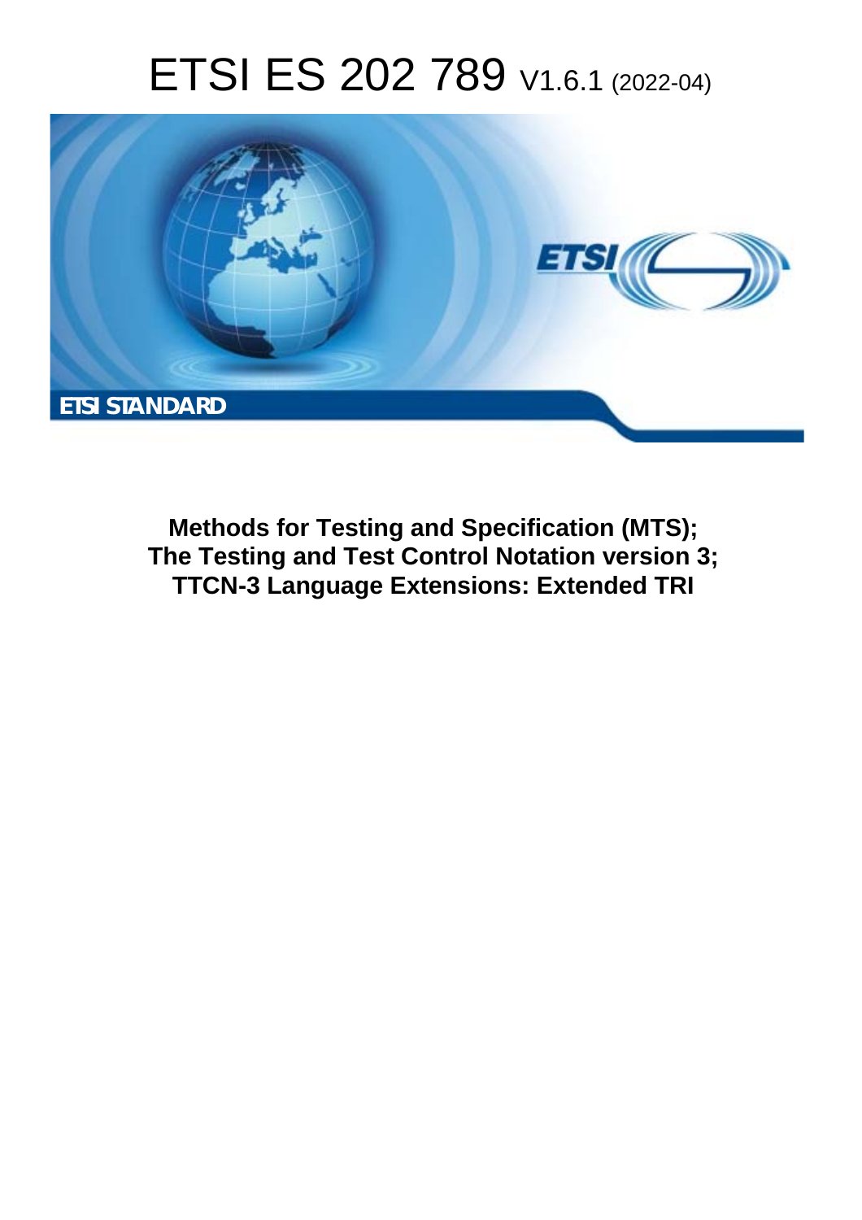# ETSI ES 202 789 V1.6.1 (2022-04)

ETSI STANDARD

**Methods for Testing and Specification (MTS); The Testing and Test Control Notation version 3; TTCN-3 Language Extensions: Extended TRI**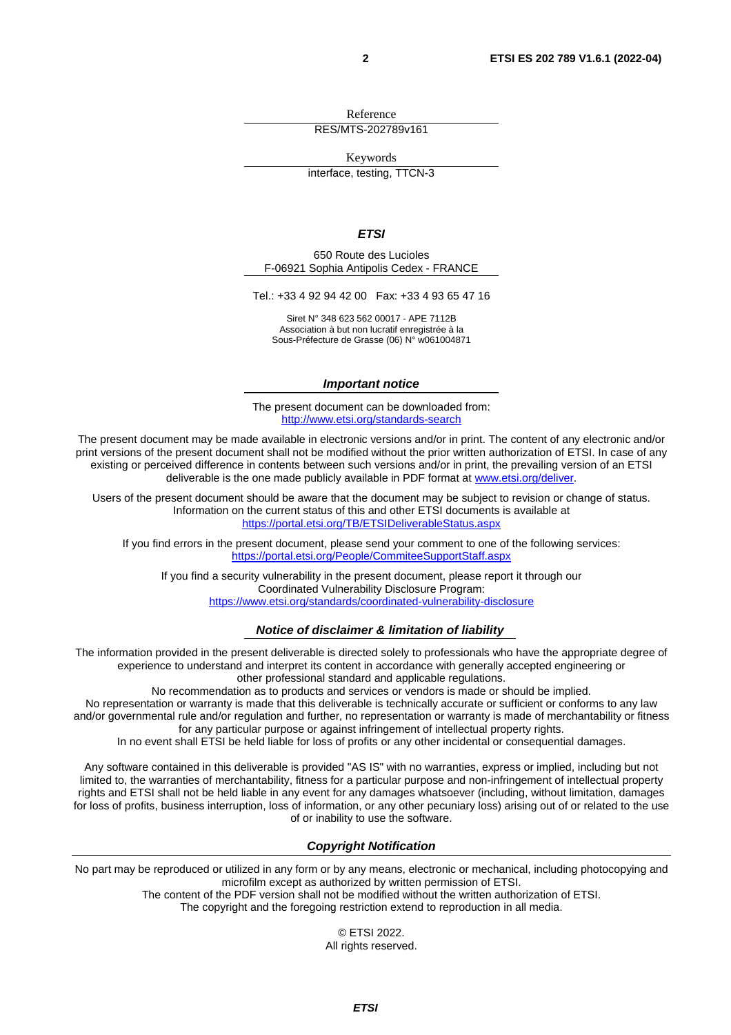Reference

RES/MTS-202789v161

Keywords

interface, testing, TTCN-3

***ETSI***

650 Route des Lucioles
F-06921 Sophia Antipolis Cedex - FRANCE

Tel.: +33 4 92 94 42 00 Fax: +33 4 93 65 47 16

Siret N° 348 623 562 00017 - APE 7112B
Association à but non lucratif enregistrée à la
Sous-Préfecture de Grasse (06) N° w061004871

***Important notice***

The present document can be downloaded from:
http://www.etsi.org/standards-search

The present document may be made available in electronic versions and/or in print. The content of any electronic and/or print versions of the present document shall not be modified without the prior written authorization of ETSI. In case of any existing or perceived difference in contents between such versions and/or in print, the prevailing version of an ETSI deliverable is the one made publicly available in PDF format at www.etsi.org/deliver.

Users of the present document should be aware that the document may be subject to revision or change of status. Information on the current status of this and other ETSI documents is available at
https://portal.etsi.org/TB/ETSIDeliverableStatus.aspx

If you find errors in the present document, please send your comment to one of the following services:
https://portal.etsi.org/People/CommiteeSupportStaff.aspx

If you find a security vulnerability in the present document, please report it through our
Coordinated Vulnerability Disclosure Program:
https://www.etsi.org/standards/coordinated-vulnerability-disclosure

***Notice of disclaimer & limitation of liability***

The information provided in the present deliverable is directed solely to professionals who have the appropriate degree of experience to understand and interpret its content in accordance with generally accepted engineering or other professional standard and applicable regulations.
No recommendation as to products and services or vendors is made or should be implied.
No representation or warranty is made that this deliverable is technically accurate or sufficient or conforms to any law and/or governmental rule and/or regulation and further, no representation or warranty is made of merchantability or fitness for any particular purpose or against infringement of intellectual property rights.
In no event shall ETSI be held liable for loss of profits or any other incidental or consequential damages.

Any software contained in this deliverable is provided "AS IS" with no warranties, express or implied, including but not limited to, the warranties of merchantability, fitness for a particular purpose and non-infringement of intellectual property rights and ETSI shall not be held liable in any event for any damages whatsoever (including, without limitation, damages for loss of profits, business interruption, loss of information, or any other pecuniary loss) arising out of or related to the use of or inability to use the software.

***Copyright Notification***

No part may be reproduced or utilized in any form or by any means, electronic or mechanical, including photocopying and microfilm except as authorized by written permission of ETSI.
The content of the PDF version shall not be modified without the written authorization of ETSI.
The copyright and the foregoing restriction extend to reproduction in all media.

© ETSI 2022.
All rights reserved.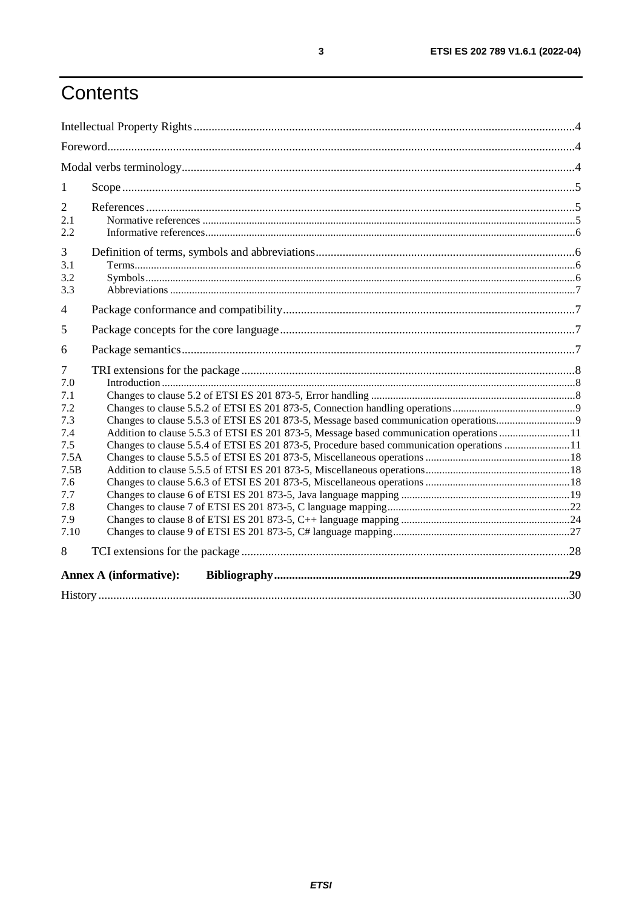# Contents

Intellectual Property Rights ..... 4
Foreword ..... 4
Modal verbs terminology ..... 4

1 Scope ..... 5

2 References ..... 5
2.1 Normative references ..... 5
2.2 Informative references ..... 6

3 Definition of terms, symbols and abbreviations ..... 6
3.1 Terms ..... 6
3.2 Symbols ..... 6
3.3 Abbreviations ..... 7

4 Package conformance and compatibility ..... 7

5 Package concepts for the core language ..... 7

6 Package semantics ..... 7

7 TRI extensions for the package ..... 8
7.0 Introduction ..... 8
7.1 Changes to clause 5.2 of ETSI ES 201 873-5, Error handling ..... 8
7.2 Changes to clause 5.5.2 of ETSI ES 201 873-5, Connection handling operations ..... 9
7.3 Changes to clause 5.5.3 of ETSI ES 201 873-5, Message based communication operations ..... 9
7.4 Addition to clause 5.5.3 of ETSI ES 201 873-5, Message based communication operations ..... 11
7.5 Changes to clause 5.5.4 of ETSI ES 201 873-5, Procedure based communication operations ..... 11
7.5A Changes to clause 5.5.5 of ETSI ES 201 873-5, Miscellaneous operations ..... 18
7.5B Addition to clause 5.5.5 of ETSI ES 201 873-5, Miscellaneous operations ..... 18
7.6 Changes to clause 5.6.3 of ETSI ES 201 873-5, Miscellaneous operations ..... 18
7.7 Changes to clause 6 of ETSI ES 201 873-5, Java language mapping ..... 19
7.8 Changes to clause 7 of ETSI ES 201 873-5, C language mapping ..... 22
7.9 Changes to clause 8 of ETSI ES 201 873-5, C++ language mapping ..... 24
7.10 Changes to clause 9 of ETSI ES 201 873-5, C# language mapping ..... 27

8 TCI extensions for the package ..... 28

**Annex A (informative): Bibliography** ..... 29

History ..... 30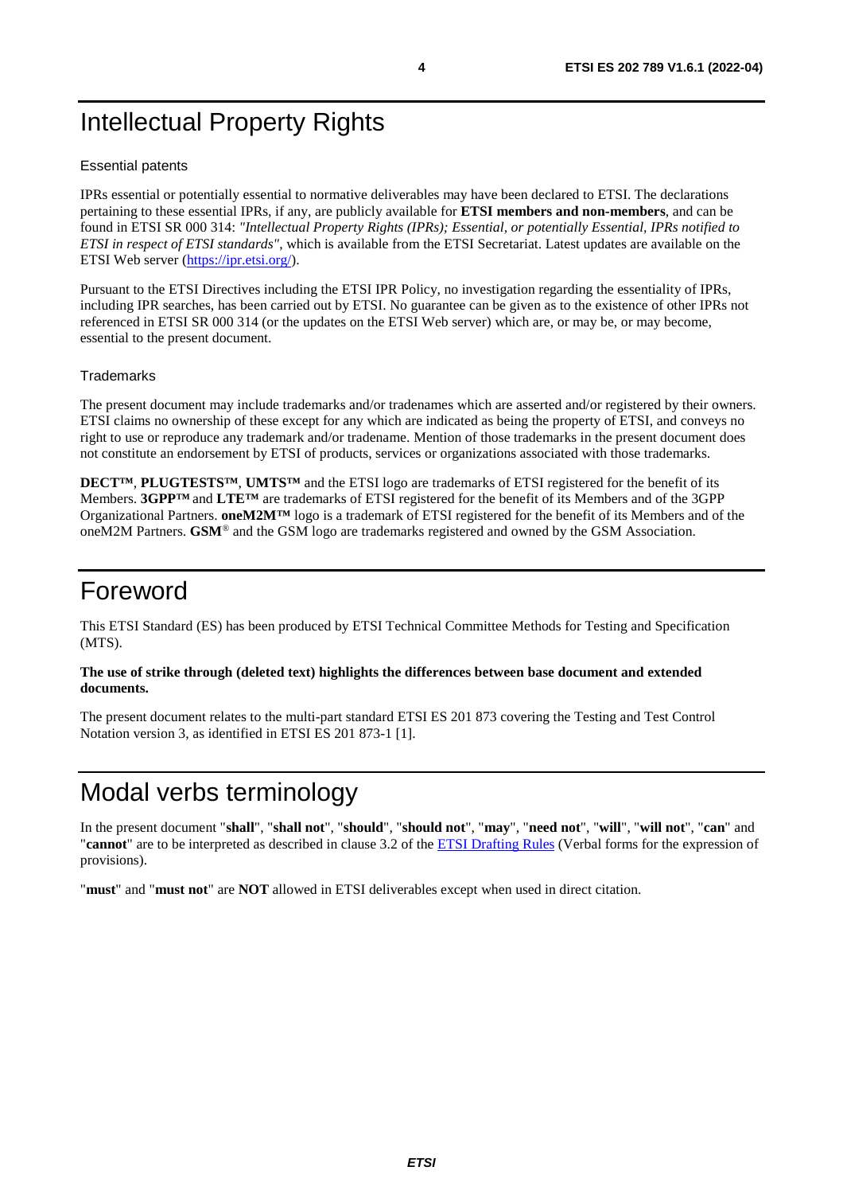# Intellectual Property Rights

### Essential patents

IPRs essential or potentially essential to normative deliverables may have been declared to ETSI. The declarations pertaining to these essential IPRs, if any, are publicly available for **ETSI members and non-members**, and can be found in ETSI SR 000 314: *"Intellectual Property Rights (IPRs); Essential, or potentially Essential, IPRs notified to ETSI in respect of ETSI standards"*, which is available from the ETSI Secretariat. Latest updates are available on the ETSI Web server (https://ipr.etsi.org/).

Pursuant to the ETSI Directives including the ETSI IPR Policy, no investigation regarding the essentiality of IPRs, including IPR searches, has been carried out by ETSI. No guarantee can be given as to the existence of other IPRs not referenced in ETSI SR 000 314 (or the updates on the ETSI Web server) which are, or may be, or may become, essential to the present document.

### Trademarks

The present document may include trademarks and/or tradenames which are asserted and/or registered by their owners. ETSI claims no ownership of these except for any which are indicated as being the property of ETSI, and conveys no right to use or reproduce any trademark and/or tradename. Mention of those trademarks in the present document does not constitute an endorsement by ETSI of products, services or organizations associated with those trademarks.

**DECT™**, **PLUGTESTS™**, **UMTS™** and the ETSI logo are trademarks of ETSI registered for the benefit of its Members. **3GPP™** and **LTE™** are trademarks of ETSI registered for the benefit of its Members and of the 3GPP Organizational Partners. **oneM2M™** logo is a trademark of ETSI registered for the benefit of its Members and of the oneM2M Partners. **GSM**® and the GSM logo are trademarks registered and owned by the GSM Association.

# Foreword

This ETSI Standard (ES) has been produced by ETSI Technical Committee Methods for Testing and Specification (MTS).

**The use of strike through (deleted text) highlights the differences between base document and extended documents.**

The present document relates to the multi-part standard ETSI ES 201 873 covering the Testing and Test Control Notation version 3, as identified in ETSI ES 201 873-1 [1].

# Modal verbs terminology

In the present document "**shall**", "**shall not**", "**should**", "**should not**", "**may**", "**need not**", "**will**", "**will not**", "**can**" and "**cannot**" are to be interpreted as described in clause 3.2 of the ETSI Drafting Rules (Verbal forms for the expression of provisions).

"**must**" and "**must not**" are **NOT** allowed in ETSI deliverables except when used in direct citation.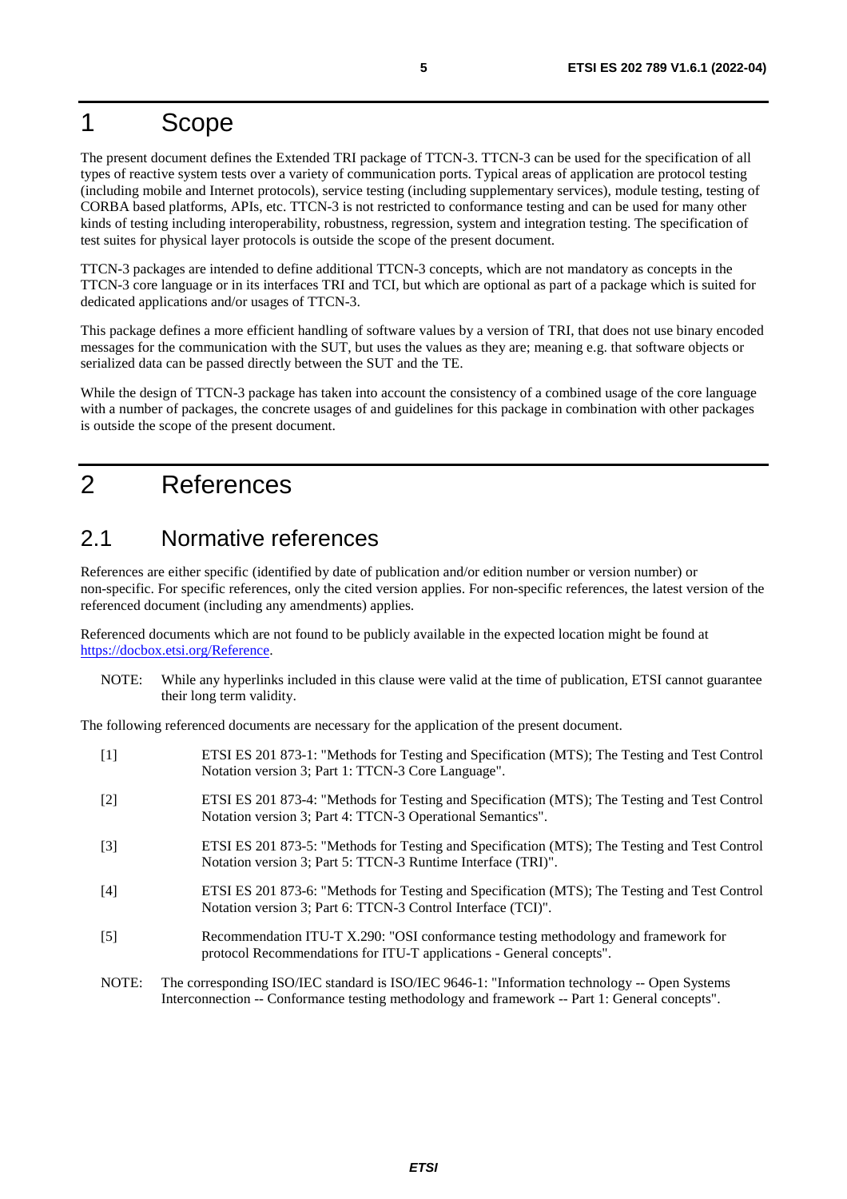# 1 Scope

The present document defines the Extended TRI package of TTCN-3. TTCN-3 can be used for the specification of all types of reactive system tests over a variety of communication ports. Typical areas of application are protocol testing (including mobile and Internet protocols), service testing (including supplementary services), module testing, testing of CORBA based platforms, APIs, etc. TTCN-3 is not restricted to conformance testing and can be used for many other kinds of testing including interoperability, robustness, regression, system and integration testing. The specification of test suites for physical layer protocols is outside the scope of the present document.

TTCN-3 packages are intended to define additional TTCN-3 concepts, which are not mandatory as concepts in the TTCN-3 core language or in its interfaces TRI and TCI, but which are optional as part of a package which is suited for dedicated applications and/or usages of TTCN-3.

This package defines a more efficient handling of software values by a version of TRI, that does not use binary encoded messages for the communication with the SUT, but uses the values as they are; meaning e.g. that software objects or serialized data can be passed directly between the SUT and the TE.

While the design of TTCN-3 package has taken into account the consistency of a combined usage of the core language with a number of packages, the concrete usages of and guidelines for this package in combination with other packages is outside the scope of the present document.

# 2 References

## 2.1 Normative references

References are either specific (identified by date of publication and/or edition number or version number) or non-specific. For specific references, only the cited version applies. For non-specific references, the latest version of the referenced document (including any amendments) applies.

Referenced documents which are not found to be publicly available in the expected location might be found at https://docbox.etsi.org/Reference.

NOTE: While any hyperlinks included in this clause were valid at the time of publication, ETSI cannot guarantee their long term validity.

The following referenced documents are necessary for the application of the present document.

[1] ETSI ES 201 873-1: "Methods for Testing and Specification (MTS); The Testing and Test Control Notation version 3; Part 1: TTCN-3 Core Language".

[2] ETSI ES 201 873-4: "Methods for Testing and Specification (MTS); The Testing and Test Control Notation version 3; Part 4: TTCN-3 Operational Semantics".

[3] ETSI ES 201 873-5: "Methods for Testing and Specification (MTS); The Testing and Test Control Notation version 3; Part 5: TTCN-3 Runtime Interface (TRI)".

[4] ETSI ES 201 873-6: "Methods for Testing and Specification (MTS); The Testing and Test Control Notation version 3; Part 6: TTCN-3 Control Interface (TCI)".

[5] Recommendation ITU-T X.290: "OSI conformance testing methodology and framework for protocol Recommendations for ITU-T applications - General concepts".

NOTE: The corresponding ISO/IEC standard is ISO/IEC 9646-1: "Information technology -- Open Systems Interconnection -- Conformance testing methodology and framework -- Part 1: General concepts".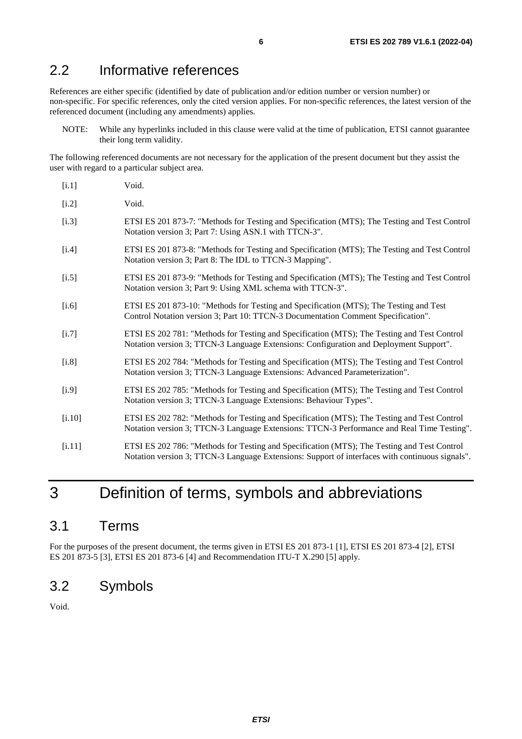## 2.2 Informative references

References are either specific (identified by date of publication and/or edition number or version number) or non-specific. For specific references, only the cited version applies. For non-specific references, the latest version of the referenced document (including any amendments) applies.

NOTE: While any hyperlinks included in this clause were valid at the time of publication, ETSI cannot guarantee their long term validity.

The following referenced documents are not necessary for the application of the present document but they assist the user with regard to a particular subject area.

[i.1] Void.

[i.2] Void.

[i.3] ETSI ES 201 873-7: "Methods for Testing and Specification (MTS); The Testing and Test Control Notation version 3; Part 7: Using ASN.1 with TTCN-3".

[i.4] ETSI ES 201 873-8: "Methods for Testing and Specification (MTS); The Testing and Test Control Notation version 3; Part 8: The IDL to TTCN-3 Mapping".

[i.5] ETSI ES 201 873-9: "Methods for Testing and Specification (MTS); The Testing and Test Control Notation version 3; Part 9: Using XML schema with TTCN-3".

[i.6] ETSI ES 201 873-10: "Methods for Testing and Specification (MTS); The Testing and Test Control Notation version 3; Part 10: TTCN-3 Documentation Comment Specification".

[i.7] ETSI ES 202 781: "Methods for Testing and Specification (MTS); The Testing and Test Control Notation version 3; TTCN-3 Language Extensions: Configuration and Deployment Support".

[i.8] ETSI ES 202 784: "Methods for Testing and Specification (MTS); The Testing and Test Control Notation version 3; TTCN-3 Language Extensions: Advanced Parameterization".

[i.9] ETSI ES 202 785: "Methods for Testing and Specification (MTS); The Testing and Test Control Notation version 3; TTCN-3 Language Extensions: Behaviour Types".

[i.10] ETSI ES 202 782: "Methods for Testing and Specification (MTS); The Testing and Test Control Notation version 3; TTCN-3 Language Extensions: TTCN-3 Performance and Real Time Testing".

[i.11] ETSI ES 202 786: "Methods for Testing and Specification (MTS); The Testing and Test Control Notation version 3; TTCN-3 Language Extensions: Support of interfaces with continuous signals".

# 3 Definition of terms, symbols and abbreviations

## 3.1 Terms

For the purposes of the present document, the terms given in ETSI ES 201 873-1 [1], ETSI ES 201 873-4 [2], ETSI ES 201 873-5 [3], ETSI ES 201 873-6 [4] and Recommendation ITU-T X.290 [5] apply.

## 3.2 Symbols

Void.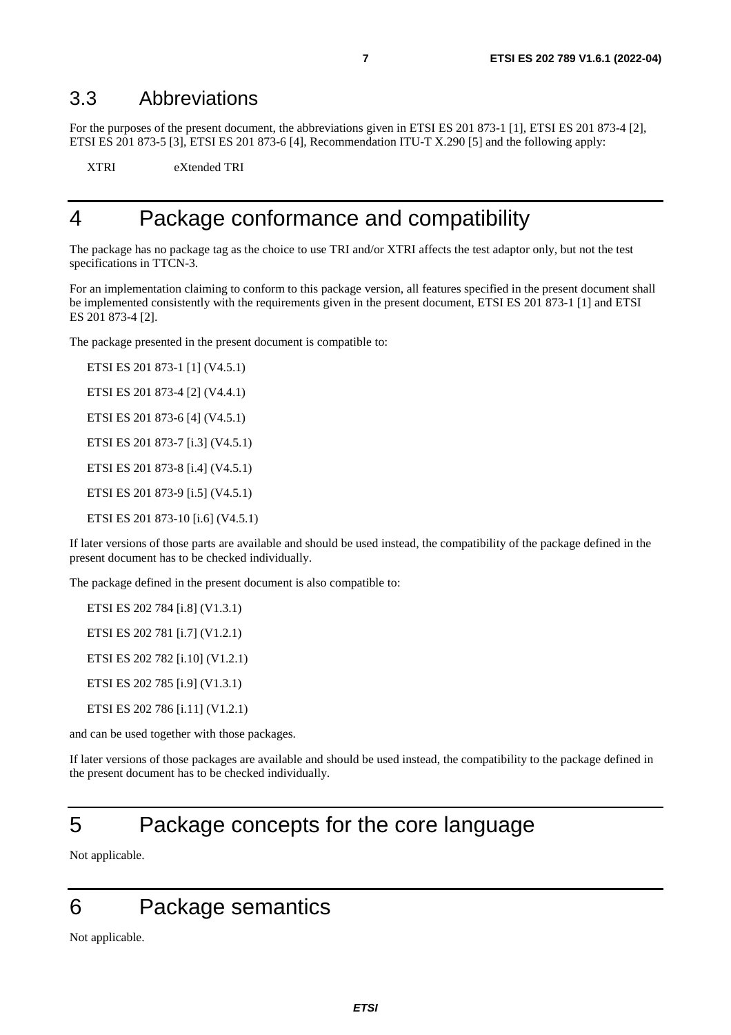## 3.3 Abbreviations

For the purposes of the present document, the abbreviations given in ETSI ES 201 873-1 [1], ETSI ES 201 873-4 [2], ETSI ES 201 873-5 [3], ETSI ES 201 873-6 [4], Recommendation ITU-T X.290 [5] and the following apply:

XTRI eXtended TRI

# 4 Package conformance and compatibility

The package has no package tag as the choice to use TRI and/or XTRI affects the test adaptor only, but not the test specifications in TTCN-3.

For an implementation claiming to conform to this package version, all features specified in the present document shall be implemented consistently with the requirements given in the present document, ETSI ES 201 873-1 [1] and ETSI ES 201 873-4 [2].

The package presented in the present document is compatible to:

ETSI ES 201 873-1 [1] (V4.5.1)

ETSI ES 201 873-4 [2] (V4.4.1)

ETSI ES 201 873-6 [4] (V4.5.1)

ETSI ES 201 873-7 [i.3] (V4.5.1)

ETSI ES 201 873-8 [i.4] (V4.5.1)

ETSI ES 201 873-9 [i.5] (V4.5.1)

ETSI ES 201 873-10 [i.6] (V4.5.1)

If later versions of those parts are available and should be used instead, the compatibility of the package defined in the present document has to be checked individually.

The package defined in the present document is also compatible to:

ETSI ES 202 784 [i.8] (V1.3.1)

ETSI ES 202 781 [i.7] (V1.2.1)

ETSI ES 202 782 [i.10] (V1.2.1)

ETSI ES 202 785 [i.9] (V1.3.1)

ETSI ES 202 786 [i.11] (V1.2.1)

and can be used together with those packages.

If later versions of those packages are available and should be used instead, the compatibility to the package defined in the present document has to be checked individually.

# 5 Package concepts for the core language

Not applicable.

# 6 Package semantics

Not applicable.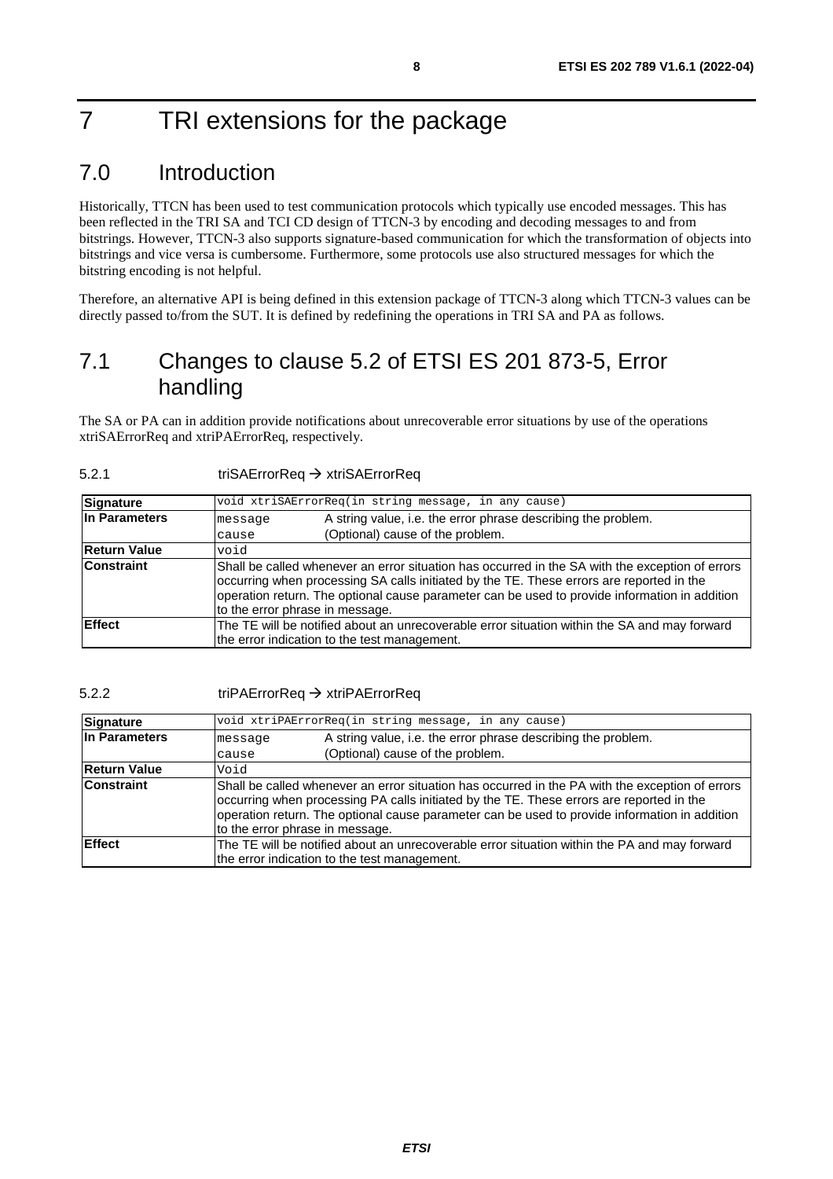# 7 TRI extensions for the package

## 7.0 Introduction

Historically, TTCN has been used to test communication protocols which typically use encoded messages. This has been reflected in the TRI SA and TCI CD design of TTCN-3 by encoding and decoding messages to and from bitstrings. However, TTCN-3 also supports signature-based communication for which the transformation of objects into bitstrings and vice versa is cumbersome. Furthermore, some protocols use also structured messages for which the bitstring encoding is not helpful.

Therefore, an alternative API is being defined in this extension package of TTCN-3 along which TTCN-3 values can be directly passed to/from the SUT. It is defined by redefining the operations in TRI SA and PA as follows.

## 7.1 Changes to clause 5.2 of ETSI ES 201 873-5, Error handling

The SA or PA can in addition provide notifications about unrecoverable error situations by use of the operations xtriSAErrorReq and xtriPAErrorReq, respectively.

5.2.1 triSAErrorReq → xtriSAErrorReq

| **Signature** | `void xtriSAErrorReq(in string message, in any cause)` | |
|---|---|---|
| **In Parameters** | `message` | A string value, i.e. the error phrase describing the problem. |
| | `cause` | (Optional) cause of the problem. |
| **Return Value** | `void` | |
| **Constraint** | Shall be called whenever an error situation has occurred in the SA with the exception of errors occurring when processing SA calls initiated by the TE. These errors are reported in the operation return. The optional cause parameter can be used to provide information in addition to the error phrase in message. | |
| **Effect** | The TE will be notified about an unrecoverable error situation within the SA and may forward the error indication to the test management. | |

5.2.2 triPAErrorReq → xtriPAErrorReq

| **Signature** | `void xtriPAErrorReq(in string message, in any cause)` | |
|---|---|---|
| **In Parameters** | `message` | A string value, i.e. the error phrase describing the problem. |
| | `cause` | (Optional) cause of the problem. |
| **Return Value** | `Void` | |
| **Constraint** | Shall be called whenever an error situation has occurred in the PA with the exception of errors occurring when processing PA calls initiated by the TE. These errors are reported in the operation return. The optional cause parameter can be used to provide information in addition to the error phrase in message. | |
| **Effect** | The TE will be notified about an unrecoverable error situation within the PA and may forward the error indication to the test management. | |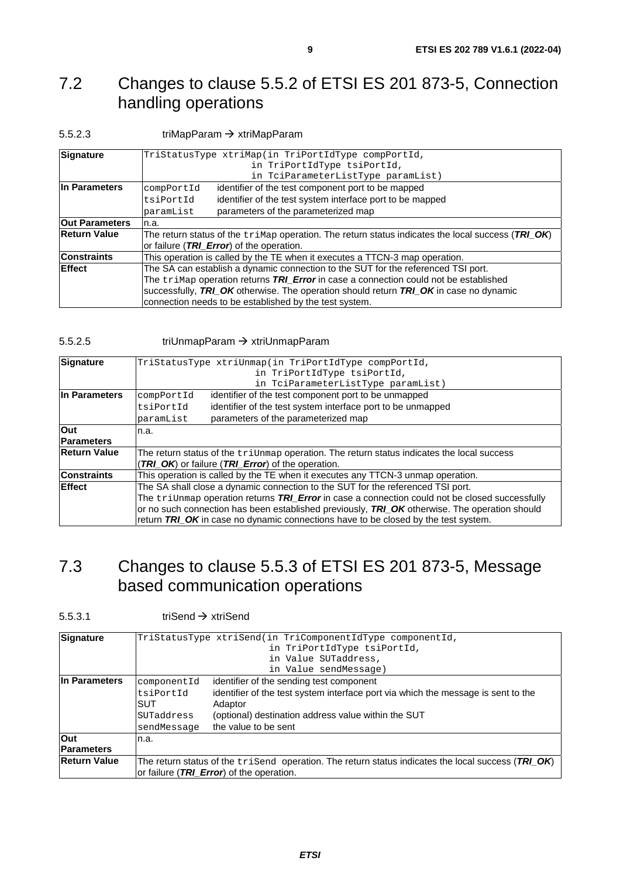## 7.2 Changes to clause 5.5.2 of ETSI ES 201 873-5, Connection handling operations

5.5.2.3 triMapParam → xtriMapParam

| **Signature** | `TriStatusType xtriMap(in TriPortIdType compPortId,`<br>`in TriPortIdType tsiPortId,`<br>`in TciParameterListType paramList)` |
|---|---|
| **In Parameters** | `compPortId` identifier of the test component port to be mapped<br>`tsiPortId` identifier of the test system interface port to be mapped<br>`paramList` parameters of the parameterized map |
| **Out Parameters** | n.a. |
| **Return Value** | The return status of the `triMap` operation. The return status indicates the local success (***TRI_OK***) or failure (***TRI_Error***) of the operation. |
| **Constraints** | This operation is called by the TE when it executes a TTCN-3 map operation. |
| **Effect** | The SA can establish a dynamic connection to the SUT for the referenced TSI port.<br>The `triMap` operation returns ***TRI_Error*** in case a connection could not be established successfully, ***TRI_OK*** otherwise. The operation should return ***TRI_OK*** in case no dynamic connection needs to be established by the test system. |

5.5.2.5 triUnmapParam → xtriUnmapParam

| **Signature** | `TriStatusType xtriUnmap(in TriPortIdType compPortId,`<br>`in TriPortIdType tsiPortId,`<br>`in TciParameterListType paramList)` |
|---|---|
| **In Parameters** | `compPortId` identifier of the test component port to be unmapped<br>`tsiPortId` identifier of the test system interface port to be unmapped<br>`paramList` parameters of the parameterized map |
| **Out Parameters** | n.a. |
| **Return Value** | The return status of the `triUnmap` operation. The return status indicates the local success (***TRI_OK***) or failure (***TRI_Error***) of the operation. |
| **Constraints** | This operation is called by the TE when it executes any TTCN-3 unmap operation. |
| **Effect** | The SA shall close a dynamic connection to the SUT for the referenced TSI port.<br>The `triUnmap` operation returns ***TRI_Error*** in case a connection could not be closed successfully or no such connection has been established previously, ***TRI_OK*** otherwise. The operation should return ***TRI_OK*** in case no dynamic connections have to be closed by the test system. |

## 7.3 Changes to clause 5.5.3 of ETSI ES 201 873-5, Message based communication operations

5.5.3.1 triSend → xtriSend

| **Signature** | `TriStatusType xtriSend(in TriComponentIdType componentId,`<br>`in TriPortIdType tsiPortId,`<br>`in Value SUTaddress,`<br>`in Value sendMessage)` |
|---|---|
| **In Parameters** | `componentId` identifier of the sending test component<br>`tsiPortId` identifier of the test system interface port via which the message is sent to the SUT Adaptor<br>`SUTaddress` (optional) destination address value within the SUT<br>`sendMessage` the value to be sent |
| **Out Parameters** | n.a. |
| **Return Value** | The return status of the `triSend` operation. The return status indicates the local success (***TRI_OK***) or failure (***TRI_Error***) of the operation. |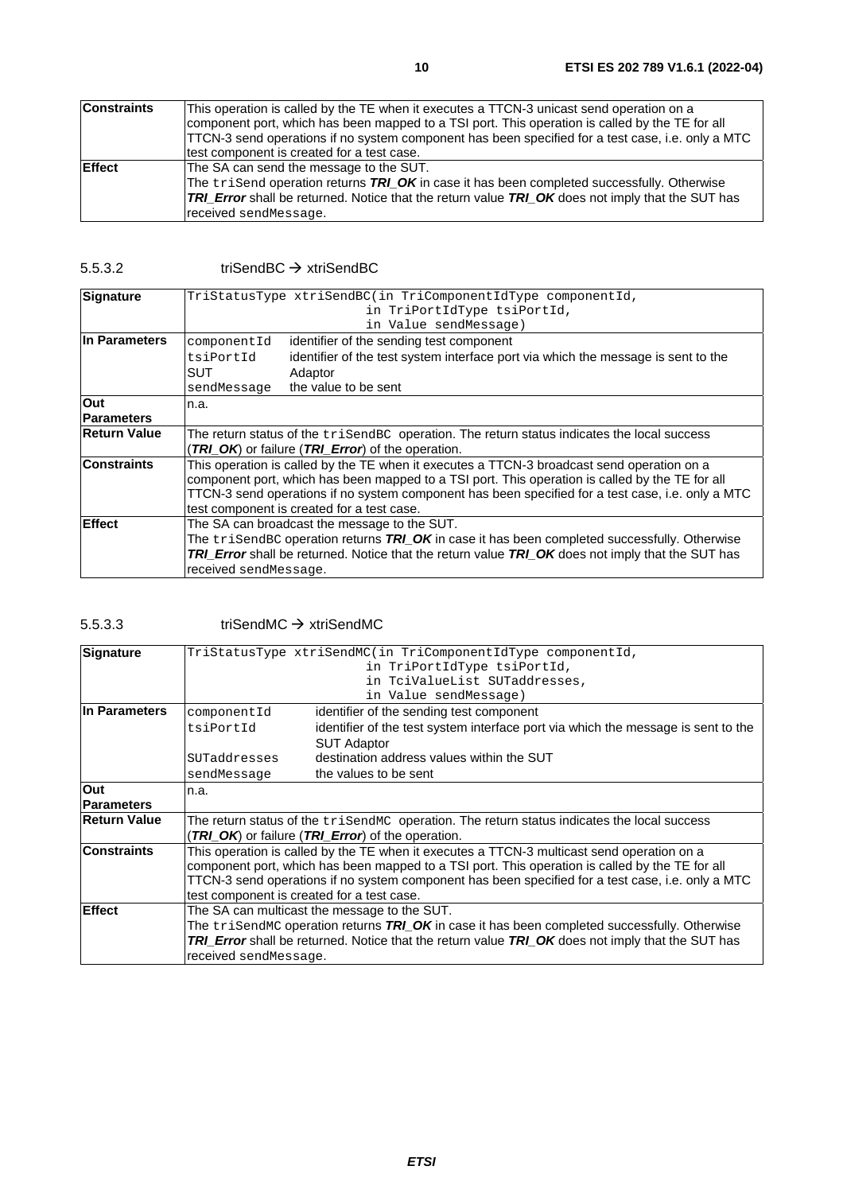| | |
|---|---|
| **Constraints** | This operation is called by the TE when it executes a TTCN-3 unicast send operation on a component port, which has been mapped to a TSI port. This operation is called by the TE for all TTCN-3 send operations if no system component has been specified for a test case, i.e. only a MTC test component is created for a test case. |
| **Effect** | The SA can send the message to the SUT.<br>The `triSend` operation returns ***TRI_OK*** in case it has been completed successfully. Otherwise ***TRI_Error*** shall be returned. Notice that the return value ***TRI_OK*** does not imply that the SUT has received `sendMessage`. |

### 5.5.3.2 triSendBC → xtriSendBC

| | |
|---|---|
| **Signature** | `TriStatusType xtriSendBC(in TriComponentIdType componentId,`<br>`in TriPortIdType tsiPortId,`<br>`in Value sendMessage)` |
| **In Parameters** | `componentId` identifier of the sending test component<br>`tsiPortId` identifier of the test system interface port via which the message is sent to the SUT Adaptor<br>`sendMessage` the value to be sent |
| **Out Parameters** | n.a. |
| **Return Value** | The return status of the `triSendBC` operation. The return status indicates the local success (***TRI_OK***) or failure (***TRI_Error***) of the operation. |
| **Constraints** | This operation is called by the TE when it executes a TTCN-3 broadcast send operation on a component port, which has been mapped to a TSI port. This operation is called by the TE for all TTCN-3 send operations if no system component has been specified for a test case, i.e. only a MTC test component is created for a test case. |
| **Effect** | The SA can broadcast the message to the SUT.<br>The `triSendBC` operation returns ***TRI_OK*** in case it has been completed successfully. Otherwise ***TRI_Error*** shall be returned. Notice that the return value ***TRI_OK*** does not imply that the SUT has received `sendMessage`. |

### 5.5.3.3 triSendMC → xtriSendMC

| | |
|---|---|
| **Signature** | `TriStatusType xtriSendMC(in TriComponentIdType componentId,`<br>`in TriPortIdType tsiPortId,`<br>`in TciValueList SUTaddresses,`<br>`in Value sendMessage)` |
| **In Parameters** | `componentId` identifier of the sending test component<br>`tsiPortId` identifier of the test system interface port via which the message is sent to the SUT Adaptor<br>`SUTaddresses` destination address values within the SUT<br>`sendMessage` the values to be sent |
| **Out Parameters** | n.a. |
| **Return Value** | The return status of the `triSendMC` operation. The return status indicates the local success (***TRI_OK***) or failure (***TRI_Error***) of the operation. |
| **Constraints** | This operation is called by the TE when it executes a TTCN-3 multicast send operation on a component port, which has been mapped to a TSI port. This operation is called by the TE for all TTCN-3 send operations if no system component has been specified for a test case, i.e. only a MTC test component is created for a test case. |
| **Effect** | The SA can multicast the message to the SUT.<br>The `triSendMC` operation returns ***TRI_OK*** in case it has been completed successfully. Otherwise ***TRI_Error*** shall be returned. Notice that the return value ***TRI_OK*** does not imply that the SUT has received `sendMessage`. |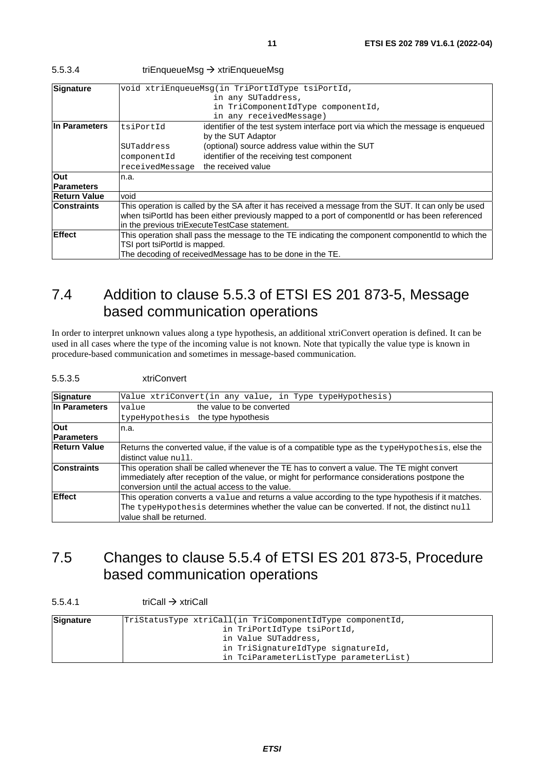5.5.3.4 triEnqueueMsg → xtriEnqueueMsg

| | |
|---|---|
| **Signature** | `void xtriEnqueueMsg(in TriPortIdType tsiPortId,`<br>`in any SUTaddress,`<br>`in TriComponentIdType componentId,`<br>`in any receivedMessage)` |
| **In Parameters** | `tsiPortId` identifier of the test system interface port via which the message is enqueued by the SUT Adaptor<br>`SUTaddress` (optional) source address value within the SUT<br>`componentId` identifier of the receiving test component<br>`receivedMessage` the received value |
| **Out Parameters** | n.a. |
| **Return Value** | void |
| **Constraints** | This operation is called by the SA after it has received a message from the SUT. It can only be used when tsiPortId has been either previously mapped to a port of componentId or has been referenced in the previous triExecuteTestCase statement. |
| **Effect** | This operation shall pass the message to the TE indicating the component componentId to which the TSI port tsiPortId is mapped.<br>The decoding of receivedMessage has to be done in the TE. |

# 7.4 Addition to clause 5.5.3 of ETSI ES 201 873-5, Message based communication operations

In order to interpret unknown values along a type hypothesis, an additional xtriConvert operation is defined. It can be used in all cases where the type of the incoming value is not known. Note that typically the value type is known in procedure-based communication and sometimes in message-based communication.

5.5.3.5 xtriConvert

| | |
|---|---|
| **Signature** | `Value xtriConvert(in any value, in Type typeHypothesis)` |
| **In Parameters** | `value` the value to be converted<br>`typeHypothesis` the type hypothesis |
| **Out Parameters** | n.a. |
| **Return Value** | Returns the converted value, if the value is of a compatible type as the `typeHypothesis`, else the distinct value `null`. |
| **Constraints** | This operation shall be called whenever the TE has to convert a value. The TE might convert immediately after reception of the value, or might for performance considerations postpone the conversion until the actual access to the value. |
| **Effect** | This operation converts a `value` and returns a value according to the type hypothesis if it matches. The `typeHypothesis` determines whether the value can be converted. If not, the distinct `null` value shall be returned. |

# 7.5 Changes to clause 5.5.4 of ETSI ES 201 873-5, Procedure based communication operations

5.5.4.1 triCall → xtriCall

| | |
|---|---|
| **Signature** | `TriStatusType xtriCall(in TriComponentIdType componentId,`<br>`in TriPortIdType tsiPortId,`<br>`in Value SUTaddress,`<br>`in TriSignatureIdType signatureId,`<br>`in TciParameterListType parameterList)` |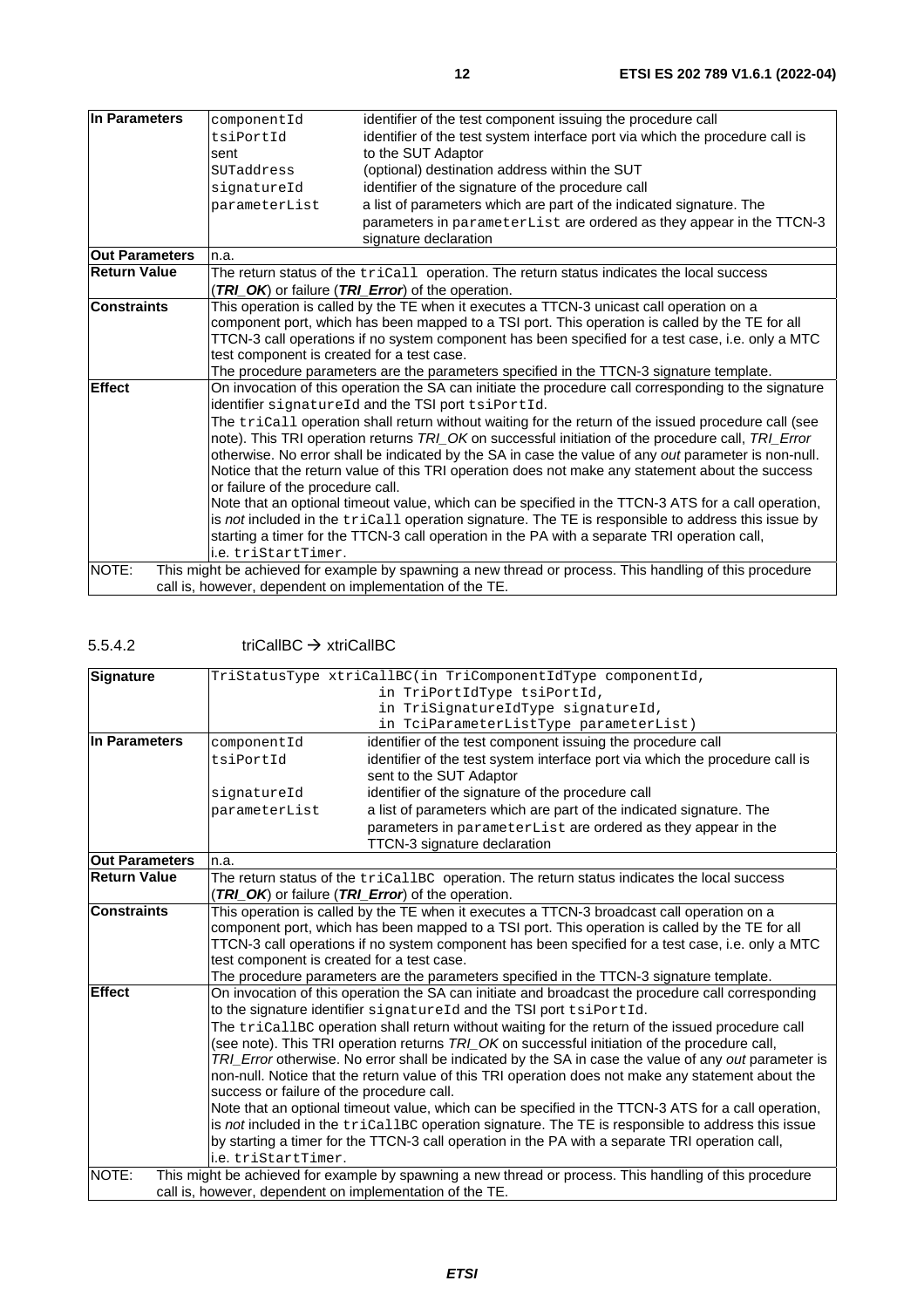| | | |
|---|---|---|
| **In Parameters** | `componentId` | identifier of the test component issuing the procedure call |
| | `tsiPortId` | identifier of the test system interface port via which the procedure call is sent to the SUT Adaptor |
| | `SUTaddress` | (optional) destination address within the SUT |
| | `signatureId` | identifier of the signature of the procedure call |
| | `parameterList` | a list of parameters which are part of the indicated signature. The parameters in `parameterList` are ordered as they appear in the TTCN-3 signature declaration |
| **Out Parameters** | n.a. | |
| **Return Value** | The return status of the `triCall` operation. The return status indicates the local success (***TRI_OK***) or failure (***TRI_Error***) of the operation. | |
| **Constraints** | This operation is called by the TE when it executes a TTCN-3 unicast call operation on a component port, which has been mapped to a TSI port. This operation is called by the TE for all TTCN-3 call operations if no system component has been specified for a test case, i.e. only a MTC test component is created for a test case.<br>The procedure parameters are the parameters specified in the TTCN-3 signature template. | |
| **Effect** | On invocation of this operation the SA can initiate the procedure call corresponding to the signature identifier `signatureId` and the TSI port `tsiPortId`.<br>The `triCall` operation shall return without waiting for the return of the issued procedure call (see note). This TRI operation returns *TRI_OK* on successful initiation of the procedure call, *TRI_Error* otherwise. No error shall be indicated by the SA in case the value of any *out* parameter is non-null. Notice that the return value of this TRI operation does not make any statement about the success or failure of the procedure call.<br>Note that an optional timeout value, which can be specified in the TTCN-3 ATS for a call operation, is *not* included in the `triCall` operation signature. The TE is responsible to address this issue by starting a timer for the TTCN-3 call operation in the PA with a separate TRI operation call, i.e. `triStartTimer`. | |
| NOTE: This might be achieved for example by spawning a new thread or process. This handling of this procedure call is, however, dependent on implementation of the TE. | | |

### 5.5.4.2 triCallBC → xtriCallBC

| | | |
|---|---|---|
| **Signature** | `TriStatusType xtriCallBC(in TriComponentIdType componentId,`<br>`in TriPortIdType tsiPortId,`<br>`in TriSignatureIdType signatureId,`<br>`in TciParameterListType parameterList)` | |
| **In Parameters** | `componentId` | identifier of the test component issuing the procedure call |
| | `tsiPortId` | identifier of the test system interface port via which the procedure call is sent to the SUT Adaptor |
| | `signatureId` | identifier of the signature of the procedure call |
| | `parameterList` | a list of parameters which are part of the indicated signature. The parameters in `parameterList` are ordered as they appear in the TTCN-3 signature declaration |
| **Out Parameters** | n.a. | |
| **Return Value** | The return status of the `triCallBC` operation. The return status indicates the local success (***TRI_OK***) or failure (***TRI_Error***) of the operation. | |
| **Constraints** | This operation is called by the TE when it executes a TTCN-3 broadcast call operation on a component port, which has been mapped to a TSI port. This operation is called by the TE for all TTCN-3 call operations if no system component has been specified for a test case, i.e. only a MTC test component is created for a test case.<br>The procedure parameters are the parameters specified in the TTCN-3 signature template. | |
| **Effect** | On invocation of this operation the SA can initiate and broadcast the procedure call corresponding to the signature identifier `signatureId` and the TSI port `tsiPortId`.<br>The `triCallBC` operation shall return without waiting for the return of the issued procedure call (see note). This TRI operation returns *TRI_OK* on successful initiation of the procedure call, *TRI_Error* otherwise. No error shall be indicated by the SA in case the value of any *out* parameter is non-null. Notice that the return value of this TRI operation does not make any statement about the success or failure of the procedure call.<br>Note that an optional timeout value, which can be specified in the TTCN-3 ATS for a call operation, is *not* included in the `triCallBC` operation signature. The TE is responsible to address this issue by starting a timer for the TTCN-3 call operation in the PA with a separate TRI operation call, i.e. `triStartTimer`. | |
| NOTE: This might be achieved for example by spawning a new thread or process. This handling of this procedure call is, however, dependent on implementation of the TE. | | |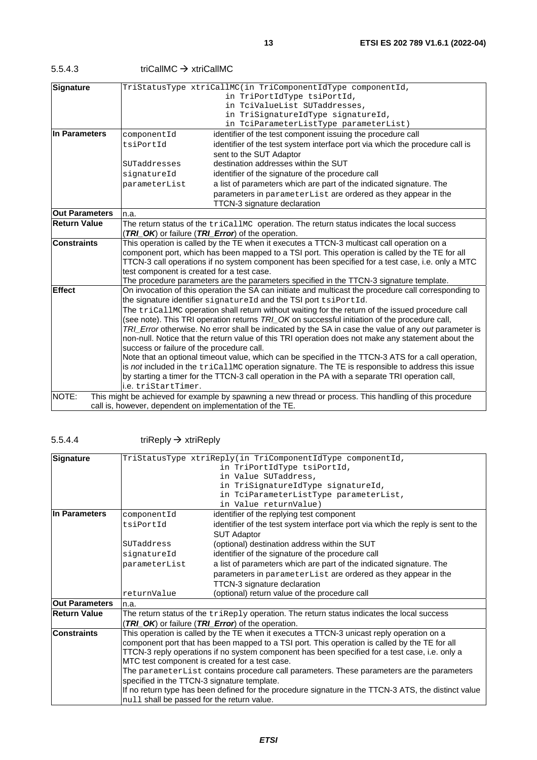#### 5.5.4.3 triCallMC → xtriCallMC

| | | |
|---|---|---|
| **Signature** | `TriStatusType xtriCallMC(in TriComponentIdType componentId, in TriPortIdType tsiPortId, in TciValueList SUTaddresses, in TriSignatureIdType signatureId, in TciParameterListType parameterList)` | |
| **In Parameters** | `componentId` | identifier of the test component issuing the procedure call |
| | `tsiPortId` | identifier of the test system interface port via which the procedure call is sent to the SUT Adaptor |
| | `SUTaddresses` | destination addresses within the SUT |
| | `signatureId` | identifier of the signature of the procedure call |
| | `parameterList` | a list of parameters which are part of the indicated signature. The parameters in `parameterList` are ordered as they appear in the TTCN-3 signature declaration |
| **Out Parameters** | n.a. | |
| **Return Value** | The return status of the `triCallMC` operation. The return status indicates the local success (***TRI_OK***) or failure (***TRI_Error***) of the operation. | |
| **Constraints** | This operation is called by the TE when it executes a TTCN-3 multicast call operation on a component port, which has been mapped to a TSI port. This operation is called by the TE for all TTCN-3 call operations if no system component has been specified for a test case, i.e. only a MTC test component is created for a test case.<br>The procedure parameters are the parameters specified in the TTCN-3 signature template. | |
| **Effect** | On invocation of this operation the SA can initiate and multicast the procedure call corresponding to the signature identifier `signatureId` and the TSI port `tsiPortId`.<br>The `triCallMC` operation shall return without waiting for the return of the issued procedure call (see note). This TRI operation returns *TRI_OK* on successful initiation of the procedure call, *TRI_Error* otherwise. No error shall be indicated by the SA in case the value of any *out* parameter is non-null. Notice that the return value of this TRI operation does not make any statement about the success or failure of the procedure call.<br>Note that an optional timeout value, which can be specified in the TTCN-3 ATS for a call operation, is *not* included in the `triCallMC` operation signature. The TE is responsible to address this issue by starting a timer for the TTCN-3 call operation in the PA with a separate TRI operation call, i.e. `triStartTimer`. | |
| NOTE: This might be achieved for example by spawning a new thread or process. This handling of this procedure call is, however, dependent on implementation of the TE. | | |

#### 5.5.4.4 triReply → xtriReply

| | | |
|---|---|---|
| **Signature** | `TriStatusType xtriReply(in TriComponentIdType componentId, in TriPortIdType tsiPortId, in Value SUTaddress, in TriSignatureIdType signatureId, in TciParameterListType parameterList, in Value returnValue)` | |
| **In Parameters** | `componentId` | identifier of the replying test component |
| | `tsiPortId` | identifier of the test system interface port via which the reply is sent to the SUT Adaptor |
| | `SUTaddress` | (optional) destination address within the SUT |
| | `signatureId` | identifier of the signature of the procedure call |
| | `parameterList` | a list of parameters which are part of the indicated signature. The parameters in `parameterList` are ordered as they appear in the TTCN-3 signature declaration |
| | `returnValue` | (optional) return value of the procedure call |
| **Out Parameters** | n.a. | |
| **Return Value** | The return status of the `triReply` operation. The return status indicates the local success (***TRI_OK***) or failure (***TRI_Error***) of the operation. | |
| **Constraints** | This operation is called by the TE when it executes a TTCN-3 unicast reply operation on a component port that has been mapped to a TSI port. This operation is called by the TE for all TTCN-3 reply operations if no system component has been specified for a test case, i.e. only a MTC test component is created for a test case.<br>The `parameterList` contains procedure call parameters. These parameters are the parameters specified in the TTCN-3 signature template.<br>If no return type has been defined for the procedure signature in the TTCN-3 ATS, the distinct value `null` shall be passed for the return value. | |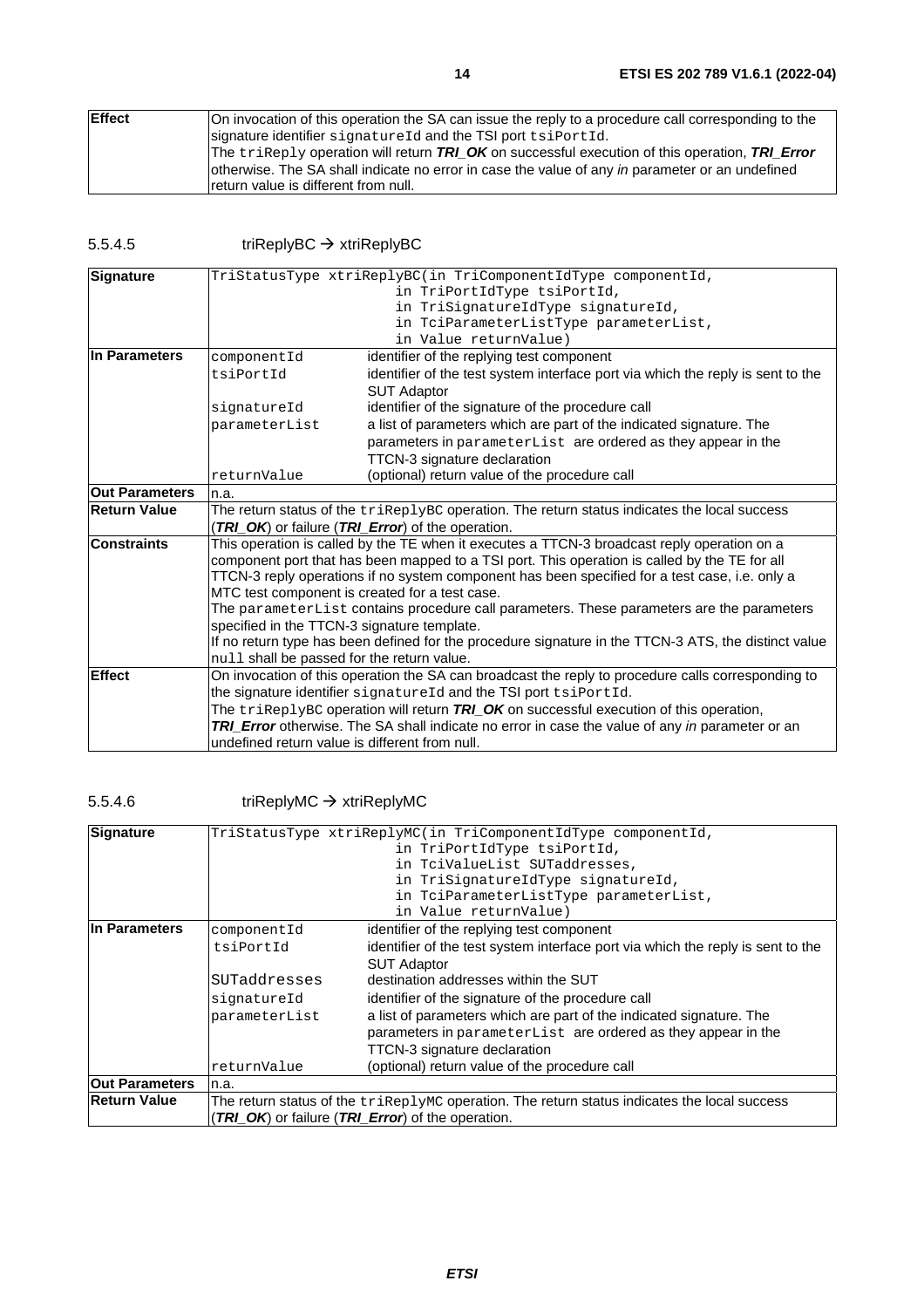| | |
|---|---|
| **Effect** | On invocation of this operation the SA can issue the reply to a procedure call corresponding to the signature identifier `signatureId` and the TSI port `tsiPortId`.<br>The `triReply` operation will return ***TRI_OK*** on successful execution of this operation, ***TRI_Error*** otherwise. The SA shall indicate no error in case the value of any *in* parameter or an undefined return value is different from null. |

### 5.5.4.5 triReplyBC → xtriReplyBC

| | | |
|---|---|---|
| **Signature** | `TriStatusType xtriReplyBC(in TriComponentIdType componentId,`<br>`in TriPortIdType tsiPortId,`<br>`in TriSignatureIdType signatureId,`<br>`in TciParameterListType parameterList,`<br>`in Value returnValue)` | |
| **In Parameters** | `componentId` | identifier of the replying test component |
| | `tsiPortId` | identifier of the test system interface port via which the reply is sent to the SUT Adaptor |
| | `signatureId` | identifier of the signature of the procedure call |
| | `parameterList` | a list of parameters which are part of the indicated signature. The parameters in `parameterList` are ordered as they appear in the TTCN-3 signature declaration |
| | `returnValue` | (optional) return value of the procedure call |
| **Out Parameters** | n.a. | |
| **Return Value** | The return status of the `triReplyBC` operation. The return status indicates the local success (***TRI_OK***) or failure (***TRI_Error***) of the operation. | |
| **Constraints** | This operation is called by the TE when it executes a TTCN-3 broadcast reply operation on a component port that has been mapped to a TSI port. This operation is called by the TE for all TTCN-3 reply operations if no system component has been specified for a test case, i.e. only a MTC test component is created for a test case.<br>The `parameterList` contains procedure call parameters. These parameters are the parameters specified in the TTCN-3 signature template.<br>If no return type has been defined for the procedure signature in the TTCN-3 ATS, the distinct value `null` shall be passed for the return value. | |
| **Effect** | On invocation of this operation the SA can broadcast the reply to procedure calls corresponding to the signature identifier `signatureId` and the TSI port `tsiPortId`.<br>The `triReplyBC` operation will return ***TRI_OK*** on successful execution of this operation, ***TRI_Error*** otherwise. The SA shall indicate no error in case the value of any *in* parameter or an undefined return value is different from null. | |

### 5.5.4.6 triReplyMC → xtriReplyMC

| | | |
|---|---|---|
| **Signature** | `TriStatusType xtriReplyMC(in TriComponentIdType componentId,`<br>`in TriPortIdType tsiPortId,`<br>`in TciValueList SUTaddresses,`<br>`in TriSignatureIdType signatureId,`<br>`in TciParameterListType parameterList,`<br>`in Value returnValue)` | |
| **In Parameters** | `componentId` | identifier of the replying test component |
| | `tsiPortId` | identifier of the test system interface port via which the reply is sent to the SUT Adaptor |
| | `SUTaddresses` | destination addresses within the SUT |
| | `signatureId` | identifier of the signature of the procedure call |
| | `parameterList` | a list of parameters which are part of the indicated signature. The parameters in `parameterList` are ordered as they appear in the TTCN-3 signature declaration |
| | `returnValue` | (optional) return value of the procedure call |
| **Out Parameters** | n.a. | |
| **Return Value** | The return status of the `triReplyMC` operation. The return status indicates the local success (***TRI_OK***) or failure (***TRI_Error***) of the operation. | |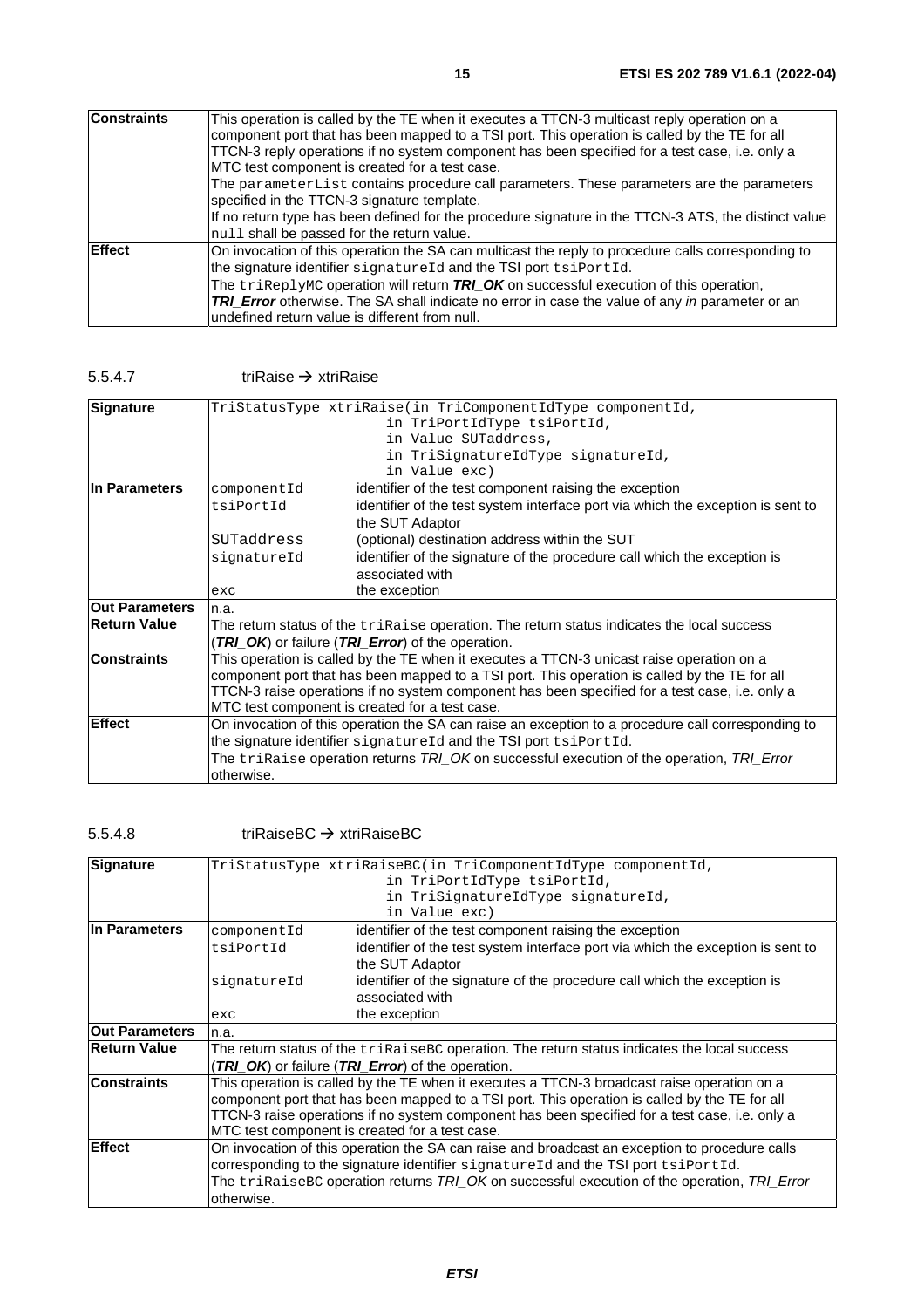| | |
|---|---|
| **Constraints** | This operation is called by the TE when it executes a TTCN-3 multicast reply operation on a component port that has been mapped to a TSI port. This operation is called by the TE for all TTCN-3 reply operations if no system component has been specified for a test case, i.e. only a MTC test component is created for a test case.<br>The `parameterList` contains procedure call parameters. These parameters are the parameters specified in the TTCN-3 signature template.<br>If no return type has been defined for the procedure signature in the TTCN-3 ATS, the distinct value `null` shall be passed for the return value. |
| **Effect** | On invocation of this operation the SA can multicast the reply to procedure calls corresponding to the signature identifier `signatureId` and the TSI port `tsiPortId`.<br>The `triReplyMC` operation will return ***TRI_OK*** on successful execution of this operation, ***TRI_Error*** otherwise. The SA shall indicate no error in case the value of any *in* parameter or an undefined return value is different from null. |

#### 5.5.4.7 triRaise → xtriRaise

| | | |
|---|---|---|
| **Signature** | `TriStatusType xtriRaise(in TriComponentIdType componentId,`<br>`in TriPortIdType tsiPortId,`<br>`in Value SUTaddress,`<br>`in TriSignatureIdType signatureId,`<br>`in Value exc)` | |
| **In Parameters** | `componentId` | identifier of the test component raising the exception |
| | `tsiPortId` | identifier of the test system interface port via which the exception is sent to the SUT Adaptor |
| | `SUTaddress` | (optional) destination address within the SUT |
| | `signatureId` | identifier of the signature of the procedure call which the exception is associated with |
| | `exc` | the exception |
| **Out Parameters** | n.a. | |
| **Return Value** | The return status of the `triRaise` operation. The return status indicates the local success (***TRI_OK***) or failure (***TRI_Error***) of the operation. | |
| **Constraints** | This operation is called by the TE when it executes a TTCN-3 unicast raise operation on a component port that has been mapped to a TSI port. This operation is called by the TE for all TTCN-3 raise operations if no system component has been specified for a test case, i.e. only a MTC test component is created for a test case. | |
| **Effect** | On invocation of this operation the SA can raise an exception to a procedure call corresponding to the signature identifier `signatureId` and the TSI port `tsiPortId`.<br>The `triRaise` operation returns *TRI_OK* on successful execution of the operation, *TRI_Error* otherwise. | |

#### 5.5.4.8 triRaiseBC → xtriRaiseBC

| | | |
|---|---|---|
| **Signature** | `TriStatusType xtriRaiseBC(in TriComponentIdType componentId,`<br>`in TriPortIdType tsiPortId,`<br>`in TriSignatureIdType signatureId,`<br>`in Value exc)` | |
| **In Parameters** | `componentId` | identifier of the test component raising the exception |
| | `tsiPortId` | identifier of the test system interface port via which the exception is sent to the SUT Adaptor |
| | `signatureId` | identifier of the signature of the procedure call which the exception is associated with |
| | `exc` | the exception |
| **Out Parameters** | n.a. | |
| **Return Value** | The return status of the `triRaiseBC` operation. The return status indicates the local success (***TRI_OK***) or failure (***TRI_Error***) of the operation. | |
| **Constraints** | This operation is called by the TE when it executes a TTCN-3 broadcast raise operation on a component port that has been mapped to a TSI port. This operation is called by the TE for all TTCN-3 raise operations if no system component has been specified for a test case, i.e. only a MTC test component is created for a test case. | |
| **Effect** | On invocation of this operation the SA can raise and broadcast an exception to procedure calls corresponding to the signature identifier `signatureId` and the TSI port `tsiPortId`.<br>The `triRaiseBC` operation returns *TRI_OK* on successful execution of the operation, *TRI_Error* otherwise. | |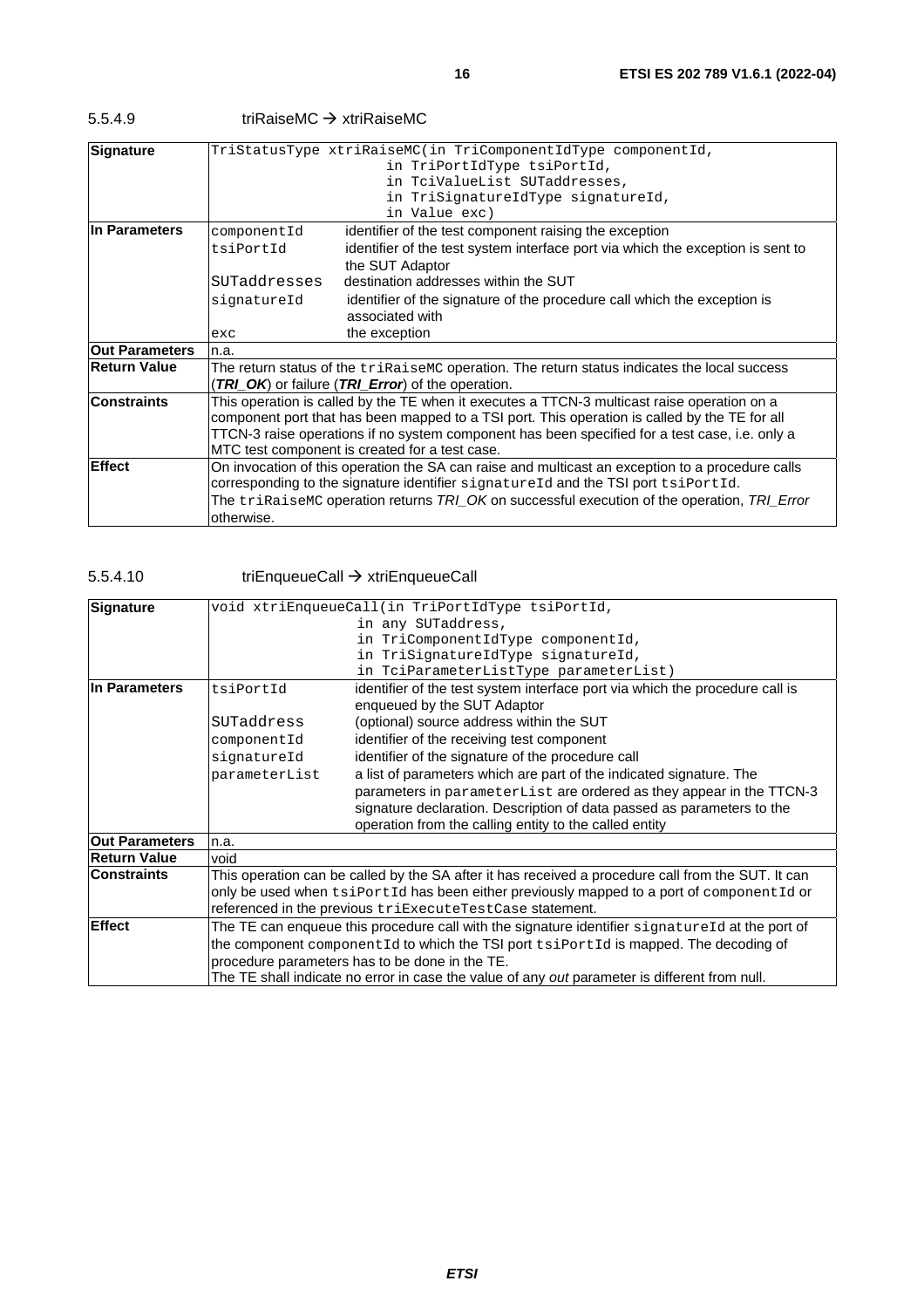#### 5.5.4.9 triRaiseMC → xtriRaiseMC

| | |
|---|---|
| **Signature** | `TriStatusType xtriRaiseMC(in TriComponentIdType componentId,`<br>`in TriPortIdType tsiPortId,`<br>`in TciValueList SUTaddresses,`<br>`in TriSignatureIdType signatureId,`<br>`in Value exc)` |
| **In Parameters** | `componentId` identifier of the test component raising the exception<br>`tsiPortId` identifier of the test system interface port via which the exception is sent to the SUT Adaptor<br>`SUTaddresses` destination addresses within the SUT<br>`signatureId` identifier of the signature of the procedure call which the exception is associated with<br>`exc` the exception |
| **Out Parameters** | n.a. |
| **Return Value** | The return status of the `triRaiseMC` operation. The return status indicates the local success (***TRI_OK***) or failure (***TRI_Error***) of the operation. |
| **Constraints** | This operation is called by the TE when it executes a TTCN-3 multicast raise operation on a component port that has been mapped to a TSI port. This operation is called by the TE for all TTCN-3 raise operations if no system component has been specified for a test case, i.e. only a MTC test component is created for a test case. |
| **Effect** | On invocation of this operation the SA can raise and multicast an exception to a procedure calls corresponding to the signature identifier `signatureId` and the TSI port `tsiPortId`.<br>The `triRaiseMC` operation returns *TRI_OK* on successful execution of the operation, *TRI_Error* otherwise. |

#### 5.5.4.10 triEnqueueCall → xtriEnqueueCall

| | |
|---|---|
| **Signature** | `void xtriEnqueueCall(in TriPortIdType tsiPortId,`<br>`in any SUTaddress,`<br>`in TriComponentIdType componentId,`<br>`in TriSignatureIdType signatureId,`<br>`in TciParameterListType parameterList)` |
| **In Parameters** | `tsiPortId` identifier of the test system interface port via which the procedure call is enqueued by the SUT Adaptor<br>`SUTaddress` (optional) source address within the SUT<br>`componentId` identifier of the receiving test component<br>`signatureId` identifier of the signature of the procedure call<br>`parameterList` a list of parameters which are part of the indicated signature. The parameters in `parameterList` are ordered as they appear in the TTCN-3 signature declaration. Description of data passed as parameters to the operation from the calling entity to the called entity |
| **Out Parameters** | n.a. |
| **Return Value** | void |
| **Constraints** | This operation can be called by the SA after it has received a procedure call from the SUT. It can only be used when `tsiPortId` has been either previously mapped to a port of `componentId` or referenced in the previous `triExecuteTestCase` statement. |
| **Effect** | The TE can enqueue this procedure call with the signature identifier `signatureId` at the port of the component `componentId` to which the TSI port `tsiPortId` is mapped. The decoding of procedure parameters has to be done in the TE.<br>The TE shall indicate no error in case the value of any *out* parameter is different from null. |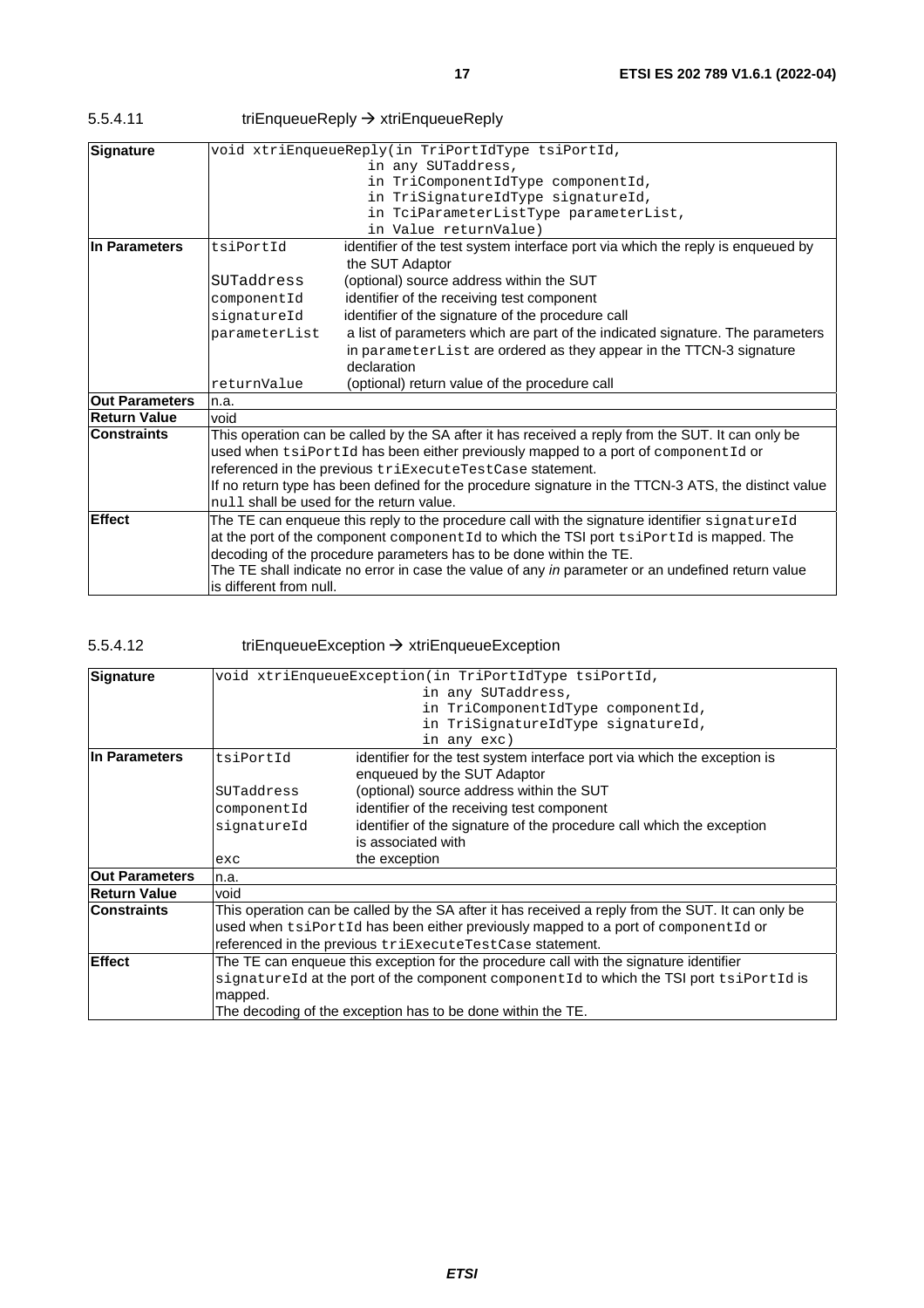#### 5.5.4.11 triEnqueueReply → xtriEnqueueReply

| **Signature** | `void xtriEnqueueReply(in TriPortIdType tsiPortId,`<br>`in any SUTaddress,`<br>`in TriComponentIdType componentId,`<br>`in TriSignatureIdType signatureId,`<br>`in TciParameterListType parameterList,`<br>`in Value returnValue)` | |
|---|---|---|
| **In Parameters** | `tsiPortId` | identifier of the test system interface port via which the reply is enqueued by the SUT Adaptor |
| | `SUTaddress` | (optional) source address within the SUT |
| | `componentId` | identifier of the receiving test component |
| | `signatureId` | identifier of the signature of the procedure call |
| | `parameterList` | a list of parameters which are part of the indicated signature. The parameters in `parameterList` are ordered as they appear in the TTCN-3 signature declaration |
| | `returnValue` | (optional) return value of the procedure call |
| **Out Parameters** | n.a. | |
| **Return Value** | void | |
| **Constraints** | This operation can be called by the SA after it has received a reply from the SUT. It can only be used when `tsiPortId` has been either previously mapped to a port of `componentId` or referenced in the previous `triExecuteTestCase` statement.<br>If no return type has been defined for the procedure signature in the TTCN-3 ATS, the distinct value `null` shall be used for the return value. | |
| **Effect** | The TE can enqueue this reply to the procedure call with the signature identifier `signatureId` at the port of the component `componentId` to which the TSI port `tsiPortId` is mapped. The decoding of the procedure parameters has to be done within the TE.<br>The TE shall indicate no error in case the value of any *in* parameter or an undefined return value is different from null. | |

#### 5.5.4.12 triEnqueueException → xtriEnqueueException

| **Signature** | `void xtriEnqueueException(in TriPortIdType tsiPortId,`<br>`in any SUTaddress,`<br>`in TriComponentIdType componentId,`<br>`in TriSignatureIdType signatureId,`<br>`in any exc)` | |
|---|---|---|
| **In Parameters** | `tsiPortId` | identifier for the test system interface port via which the exception is enqueued by the SUT Adaptor |
| | `SUTaddress` | (optional) source address within the SUT |
| | `componentId` | identifier of the receiving test component |
| | `signatureId` | identifier of the signature of the procedure call which the exception is associated with |
| | `exc` | the exception |
| **Out Parameters** | n.a. | |
| **Return Value** | void | |
| **Constraints** | This operation can be called by the SA after it has received a reply from the SUT. It can only be used when `tsiPortId` has been either previously mapped to a port of `componentId` or referenced in the previous `triExecuteTestCase` statement. | |
| **Effect** | The TE can enqueue this exception for the procedure call with the signature identifier `signatureId` at the port of the component `componentId` to which the TSI port `tsiPortId` is mapped.<br>The decoding of the exception has to be done within the TE. | |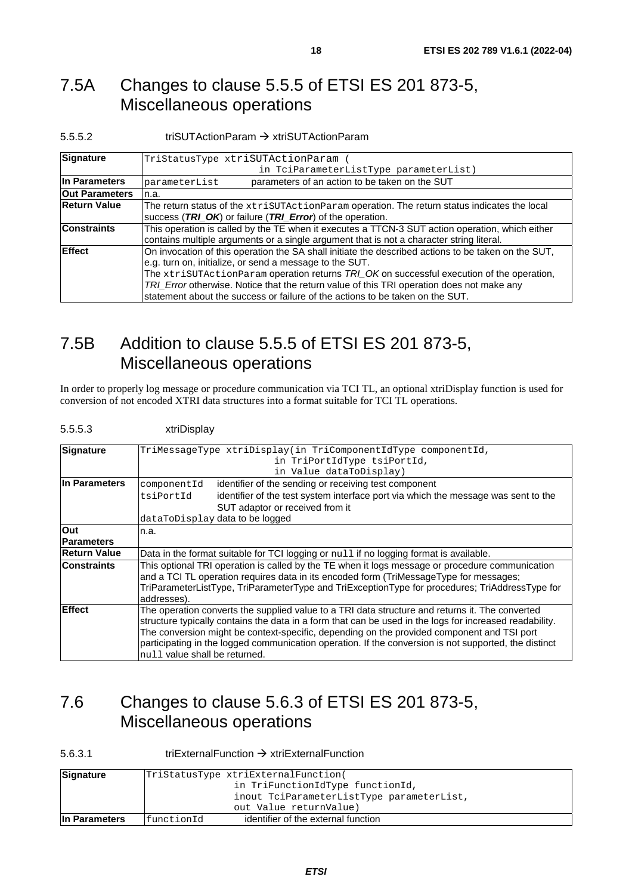## 7.5A Changes to clause 5.5.5 of ETSI ES 201 873-5, Miscellaneous operations

5.5.5.2 triSUTActionParam → xtriSUTActionParam

| **Signature** | `TriStatusType xtriSUTActionParam ( in TciParameterListType parameterList)` |
|---|---|
| **In Parameters** | `parameterList` parameters of an action to be taken on the SUT |
| **Out Parameters** | n.a. |
| **Return Value** | The return status of the `xtriSUTActionParam` operation. The return status indicates the local success (***TRI_OK***) or failure (***TRI_Error***) of the operation. |
| **Constraints** | This operation is called by the TE when it executes a TTCN-3 SUT action operation, which either contains multiple arguments or a single argument that is not a character string literal. |
| **Effect** | On invocation of this operation the SA shall initiate the described actions to be taken on the SUT, e.g. turn on, initialize, or send a message to the SUT.<br>The `xtriSUTActionParam` operation returns *TRI_OK* on successful execution of the operation, *TRI_Error* otherwise. Notice that the return value of this TRI operation does not make any statement about the success or failure of the actions to be taken on the SUT. |

## 7.5B Addition to clause 5.5.5 of ETSI ES 201 873-5, Miscellaneous operations

In order to properly log message or procedure communication via TCI TL, an optional xtriDisplay function is used for conversion of not encoded XTRI data structures into a format suitable for TCI TL operations.

5.5.5.3 xtriDisplay

| **Signature** | `TriMessageType xtriDisplay(in TriComponentIdType componentId, in TriPortIdType tsiPortId, in Value dataToDisplay)` |
|---|---|
| **In Parameters** | `componentId` identifier of the sending or receiving test component<br>`tsiPortId` identifier of the test system interface port via which the message was sent to the SUT adaptor or received from it<br>`dataToDisplay` data to be logged |
| **Out Parameters** | n.a. |
| **Return Value** | Data in the format suitable for TCI logging or `null` if no logging format is available. |
| **Constraints** | This optional TRI operation is called by the TE when it logs message or procedure communication and a TCI TL operation requires data in its encoded form (TriMessageType for messages; TriParameterListType, TriParameterType and TriExceptionType for procedures; TriAddressType for addresses). |
| **Effect** | The operation converts the supplied value to a TRI data structure and returns it. The converted structure typically contains the data in a form that can be used in the logs for increased readability. The conversion might be context-specific, depending on the provided component and TSI port participating in the logged communication operation. If the conversion is not supported, the distinct `null` value shall be returned. |

## 7.6 Changes to clause 5.6.3 of ETSI ES 201 873-5, Miscellaneous operations

5.6.3.1 triExternalFunction → xtriExternalFunction

| **Signature** | `TriStatusType xtriExternalFunction( in TriFunctionIdType functionId, inout TciParameterListType parameterList, out Value returnValue)` |
|---|---|
| **In Parameters** | `functionId` identifier of the external function |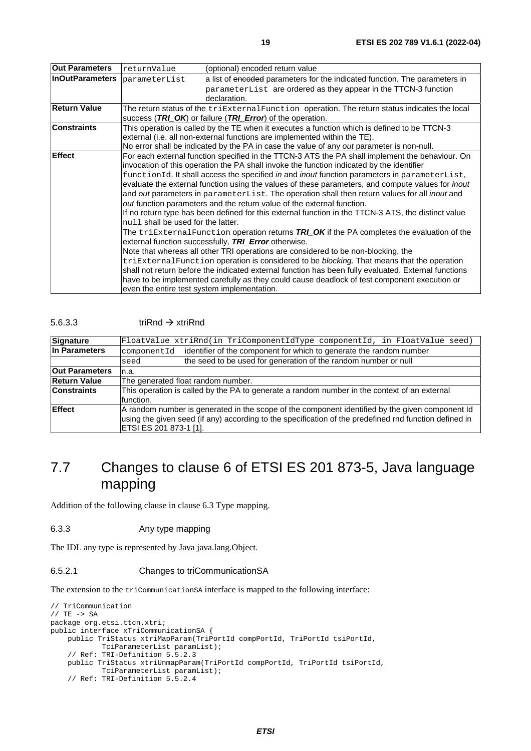| Out Parameters | returnValue | (optional) encoded return value |
|---|---|---|
| InOutParameters | parameterList | a list of ~~encoded~~ parameters for the indicated function. The parameters in `parameterList` are ordered as they appear in the TTCN-3 function declaration. |
| Return Value | The return status of the `triExternalFunction` operation. The return status indicates the local success (***TRI_OK***) or failure (***TRI_Error***) of the operation. | |
| Constraints | This operation is called by the TE when it executes a function which is defined to be TTCN-3 external (i.e. all non-external functions are implemented within the TE).<br>No error shall be indicated by the PA in case the value of any *out* parameter is non-null. | |
| Effect | For each external function specified in the TTCN-3 ATS the PA shall implement the behaviour. On invocation of this operation the PA shall invoke the function indicated by the identifier `functionId`. It shall access the specified *in* and *inout* function parameters in `parameterList`, evaluate the external function using the values of these parameters, and compute values for *inout* and *out* parameters in `parameterList`. The operation shall then return values for all *inout* and *out* function parameters and the return value of the external function.<br>If no return type has been defined for this external function in the TTCN-3 ATS, the distinct value `null` shall be used for the latter.<br>The `triExternalFunction` operation returns ***TRI_OK*** if the PA completes the evaluation of the external function successfully, ***TRI_Error*** otherwise.<br>Note that whereas all other TRI operations are considered to be non-blocking, the `triExternalFunction` operation is considered to be *blocking.* That means that the operation shall not return before the indicated external function has been fully evaluated. External functions have to be implemented carefully as they could cause deadlock of test component execution or even the entire test system implementation. | |

#### 5.6.3.3 triRnd → xtriRnd

| Signature | `FloatValue xtriRnd(in TriComponentIdType componentId, in FloatValue seed)` | |
|---|---|---|
| In Parameters | componentId | identifier of the component for which to generate the random number |
| | seed | the seed to be used for generation of the random number or null |
| Out Parameters | n.a. | |
| Return Value | The generated float random number. | |
| Constraints | This operation is called by the PA to generate a random number in the context of an external function. | |
| Effect | A random number is generated in the scope of the component identified by the given component Id using the given seed (if any) according to the specification of the predefined rnd function defined in ETSI ES 201 873-1 [1]. | |

## 7.7 Changes to clause 6 of ETSI ES 201 873-5, Java language mapping

Addition of the following clause in clause 6.3 Type mapping.

#### 6.3.3 Any type mapping

The IDL any type is represented by Java java.lang.Object.

#### 6.5.2.1 Changes to triCommunicationSA

The extension to the `triCommunicationSA` interface is mapped to the following interface:

```
// TriCommunication
// TE -> SA
package org.etsi.ttcn.xtri;
public interface xTriCommunicationSA {
    public TriStatus xtriMapParam(TriPortId compPortId, TriPortId tsiPortId,
            TciParameterList paramList);
    // Ref: TRI-Definition 5.5.2.3
    public TriStatus xtriUnmapParam(TriPortId compPortId, TriPortId tsiPortId,
            TciParameterList paramList);
    // Ref: TRI-Definition 5.5.2.4
```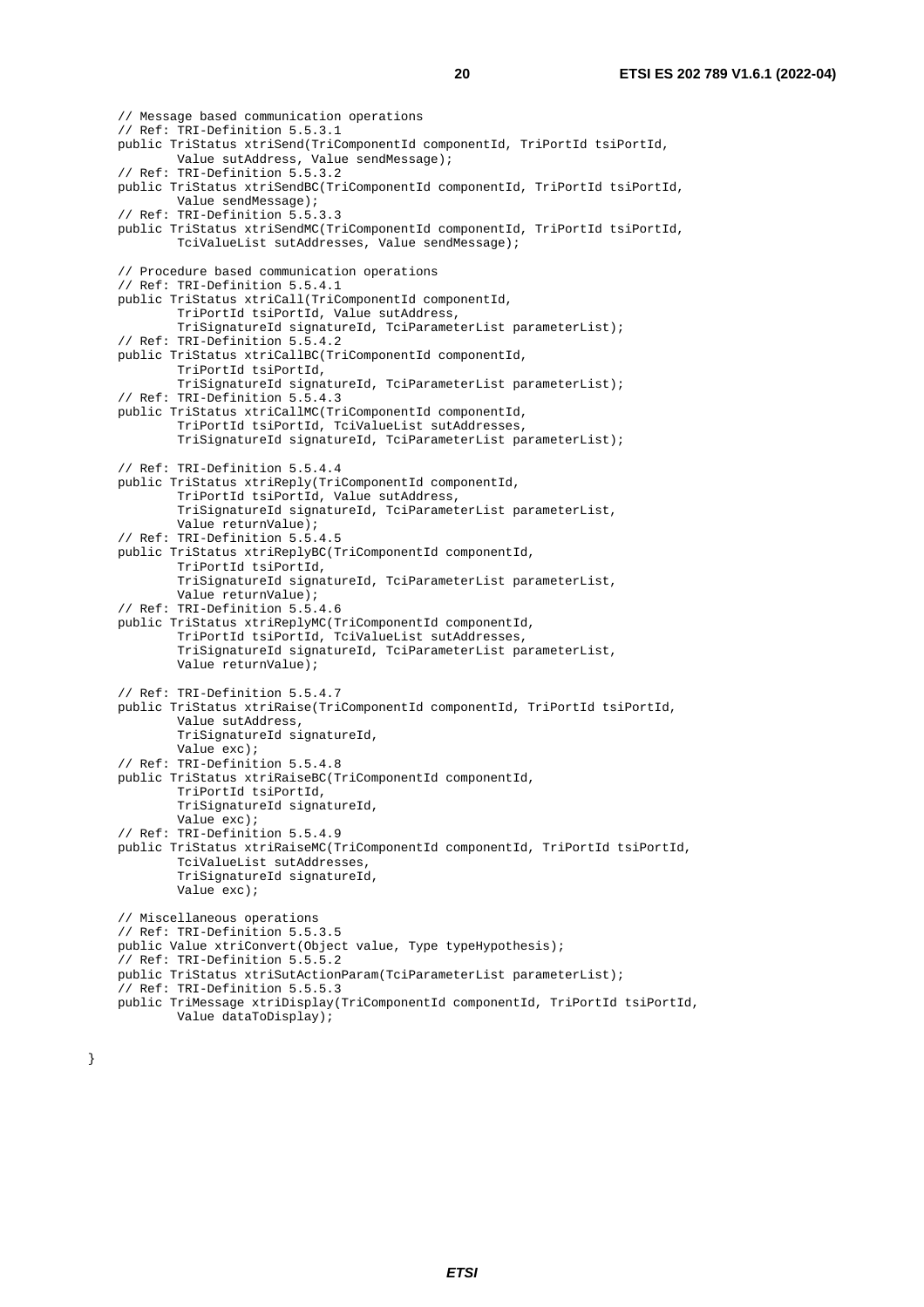```
    // Message based communication operations
    // Ref: TRI-Definition 5.5.3.1
    public TriStatus xtriSend(TriComponentId componentId, TriPortId tsiPortId,
            Value sutAddress, Value sendMessage);
    // Ref: TRI-Definition 5.5.3.2
    public TriStatus xtriSendBC(TriComponentId componentId, TriPortId tsiPortId,
            Value sendMessage);
    // Ref: TRI-Definition 5.5.3.3
    public TriStatus xtriSendMC(TriComponentId componentId, TriPortId tsiPortId,
            TciValueList sutAddresses, Value sendMessage);

    // Procedure based communication operations
    // Ref: TRI-Definition 5.5.4.1
    public TriStatus xtriCall(TriComponentId componentId,
            TriPortId tsiPortId, Value sutAddress,
            TriSignatureId signatureId, TciParameterList parameterList);
    // Ref: TRI-Definition 5.5.4.2
    public TriStatus xtriCallBC(TriComponentId componentId,
            TriPortId tsiPortId,
            TriSignatureId signatureId, TciParameterList parameterList);
    // Ref: TRI-Definition 5.5.4.3
    public TriStatus xtriCallMC(TriComponentId componentId,
            TriPortId tsiPortId, TciValueList sutAddresses,
            TriSignatureId signatureId, TciParameterList parameterList);

    // Ref: TRI-Definition 5.5.4.4
    public TriStatus xtriReply(TriComponentId componentId,
            TriPortId tsiPortId, Value sutAddress,
            TriSignatureId signatureId, TciParameterList parameterList,
            Value returnValue);
    // Ref: TRI-Definition 5.5.4.5
    public TriStatus xtriReplyBC(TriComponentId componentId,
            TriPortId tsiPortId,
            TriSignatureId signatureId, TciParameterList parameterList,
            Value returnValue);
    // Ref: TRI-Definition 5.5.4.6
    public TriStatus xtriReplyMC(TriComponentId componentId,
            TriPortId tsiPortId, TciValueList sutAddresses,
            TriSignatureId signatureId, TciParameterList parameterList,
            Value returnValue);

    // Ref: TRI-Definition 5.5.4.7
    public TriStatus xtriRaise(TriComponentId componentId, TriPortId tsiPortId,
            Value sutAddress,
            TriSignatureId signatureId,
            Value exc);
    // Ref: TRI-Definition 5.5.4.8
    public TriStatus xtriRaiseBC(TriComponentId componentId,
            TriPortId tsiPortId,
            TriSignatureId signatureId,
            Value exc);
    // Ref: TRI-Definition 5.5.4.9
    public TriStatus xtriRaiseMC(TriComponentId componentId, TriPortId tsiPortId,
            TciValueList sutAddresses,
            TriSignatureId signatureId,
            Value exc);

    // Miscellaneous operations
    // Ref: TRI-Definition 5.5.3.5
    public Value xtriConvert(Object value, Type typeHypothesis);
    // Ref: TRI-Definition 5.5.5.2
    public TriStatus xtriSutActionParam(TciParameterList parameterList);
    // Ref: TRI-Definition 5.5.5.3
    public TriMessage xtriDisplay(TriComponentId componentId, TriPortId tsiPortId,
            Value dataToDisplay);

}
```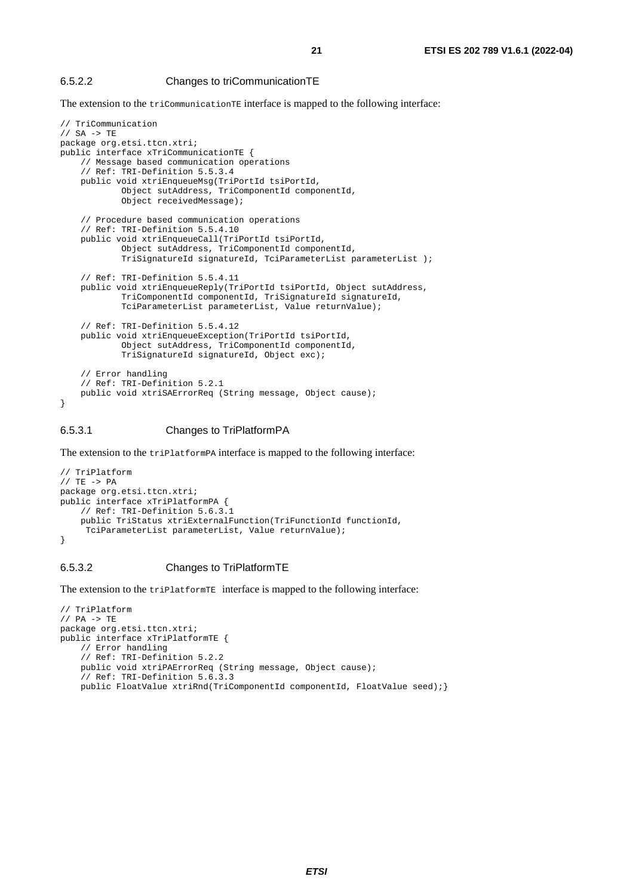#### 6.5.2.2 Changes to triCommunicationTE

The extension to the `triCommunicationTE` interface is mapped to the following interface:

```
// TriCommunication
// SA -> TE
package org.etsi.ttcn.xtri;
public interface xTriCommunicationTE {
    // Message based communication operations
    // Ref: TRI-Definition 5.5.3.4
    public void xtriEnqueueMsg(TriPortId tsiPortId,
            Object sutAddress, TriComponentId componentId,
            Object receivedMessage);

    // Procedure based communication operations
    // Ref: TRI-Definition 5.5.4.10
    public void xtriEnqueueCall(TriPortId tsiPortId,
            Object sutAddress, TriComponentId componentId,
            TriSignatureId signatureId, TciParameterList parameterList );

    // Ref: TRI-Definition 5.5.4.11
    public void xtriEnqueueReply(TriPortId tsiPortId, Object sutAddress,
            TriComponentId componentId, TriSignatureId signatureId,
            TciParameterList parameterList, Value returnValue);

    // Ref: TRI-Definition 5.5.4.12
    public void xtriEnqueueException(TriPortId tsiPortId,
            Object sutAddress, TriComponentId componentId,
            TriSignatureId signatureId, Object exc);

    // Error handling
    // Ref: TRI-Definition 5.2.1
    public void xtriSAErrorReq (String message, Object cause);
}
```

#### 6.5.3.1 Changes to TriPlatformPA

The extension to the `triPlatformPA` interface is mapped to the following interface:

```
// TriPlatform
// TE -> PA
package org.etsi.ttcn.xtri;
public interface xTriPlatformPA {
    // Ref: TRI-Definition 5.6.3.1
    public TriStatus xtriExternalFunction(TriFunctionId functionId,
     TciParameterList parameterList, Value returnValue);
}
```

#### 6.5.3.2 Changes to TriPlatformTE

The extension to the `triPlatformTE` interface is mapped to the following interface:

```
// TriPlatform
// PA -> TE
package org.etsi.ttcn.xtri;
public interface xTriPlatformTE {
    // Error handling
    // Ref: TRI-Definition 5.2.2
    public void xtriPAErrorReq (String message, Object cause);
    // Ref: TRI-Definition 5.6.3.3
    public FloatValue xtriRnd(TriComponentId componentId, FloatValue seed);}
```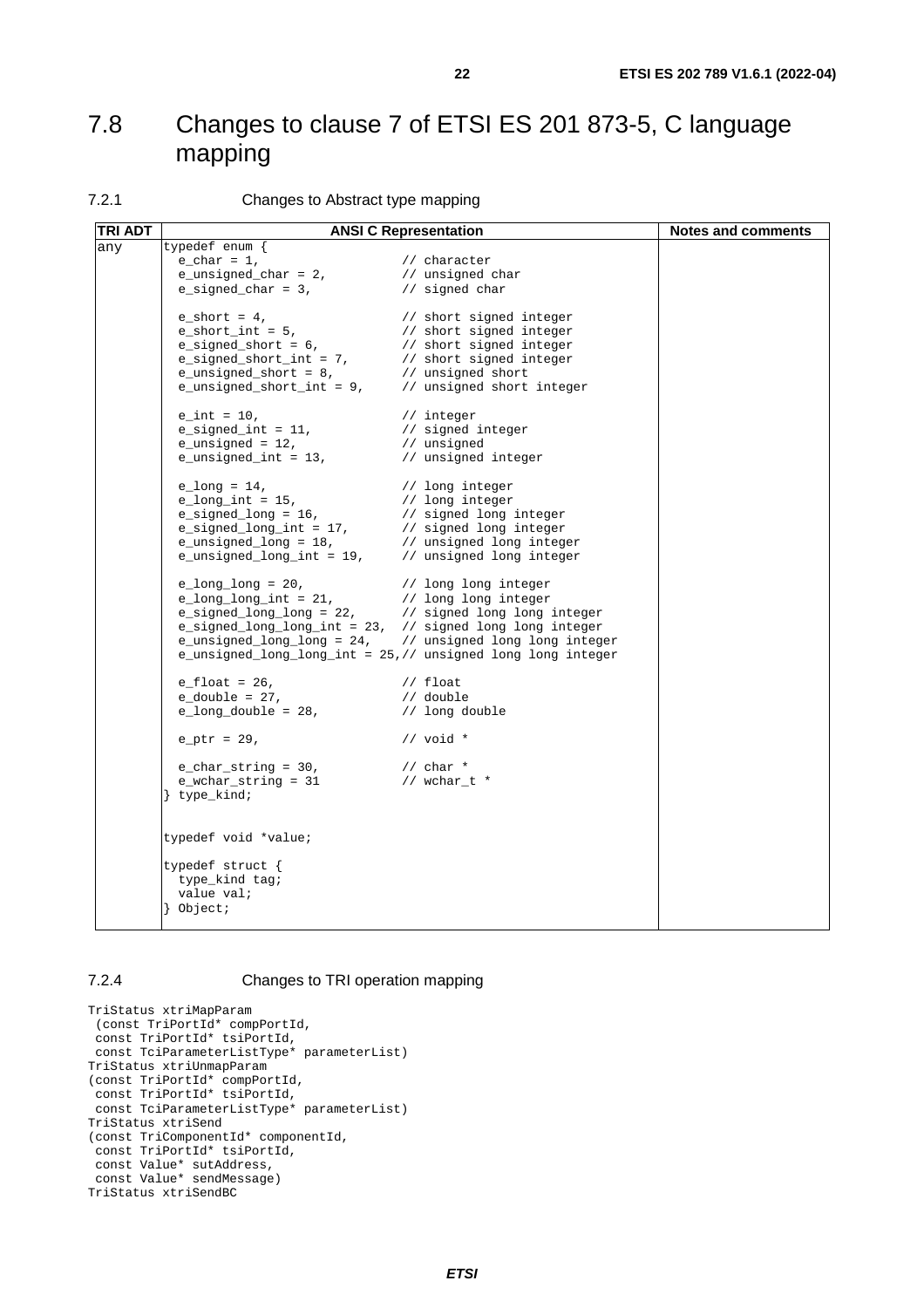## 7.8 Changes to clause 7 of ETSI ES 201 873-5, C language mapping

### 7.2.1 Changes to Abstract type mapping

| TRI ADT | ANSI C Representation | Notes and comments |
|---|---|---|
| any | ```typedef enum {<br>  e_char = 1,                  // character<br>  e_unsigned_char = 2,         // unsigned char<br>  e_signed_char = 3,           // signed char<br><br>  e_short = 4,                 // short signed integer<br>  e_short_int = 5,             // short signed integer<br>  e_signed_short = 6,          // short signed integer<br>  e_signed_short_int = 7,      // short signed integer<br>  e_unsigned_short = 8,        // unsigned short<br>  e_unsigned_short_int = 9,    // unsigned short integer<br><br>  e_int = 10,                  // integer<br>  e_signed_int = 11,           // signed integer<br>  e_unsigned = 12,             // unsigned<br>  e_unsigned_int = 13,         // unsigned integer<br><br>  e_long = 14,                 // long integer<br>  e_long_int = 15,             // long integer<br>  e_signed_long = 16,          // signed long integer<br>  e_signed_long_int = 17,      // signed long integer<br>  e_unsigned_long = 18,        // unsigned long integer<br>  e_unsigned_long_int = 19,    // unsigned long integer<br><br>  e_long_long = 20,            // long long integer<br>  e_long_long_int = 21,        // long long integer<br>  e_signed_long_long = 22,     // signed long long integer<br>  e_signed_long_long_int = 23, // signed long long integer<br>  e_unsigned_long_long = 24,   // unsigned long long integer<br>  e_unsigned_long_long_int = 25,// unsigned long long integer<br><br>  e_float = 26,                // float<br>  e_double = 27,               // double<br>  e_long_double = 28,          // long double<br><br>  e_ptr = 29,                  // void *<br><br>  e_char_string = 30,          // char *<br>  e_wchar_string = 31          // wchar_t *<br>} type_kind;<br><br><br>typedef void *value;<br><br>typedef struct {<br>  type_kind tag;<br>  value val;<br>} Object;``` | |

### 7.2.4 Changes to TRI operation mapping

```
TriStatus xtriMapParam
 (const TriPortId* compPortId,
 const TriPortId* tsiPortId,
 const TciParameterListType* parameterList)
TriStatus xtriUnmapParam
(const TriPortId* compPortId,
 const TriPortId* tsiPortId,
 const TciParameterListType* parameterList)
TriStatus xtriSend
(const TriComponentId* componentId,
 const TriPortId* tsiPortId,
 const Value* sutAddress,
 const Value* sendMessage)
TriStatus xtriSendBC
```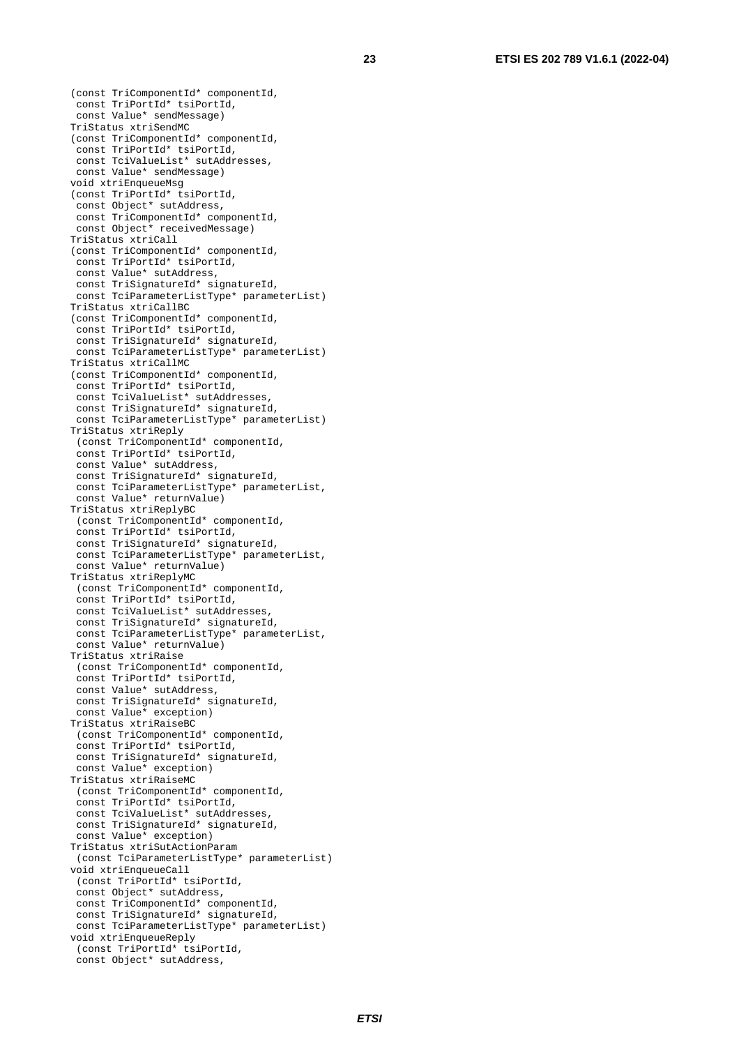```
(const TriComponentId* componentId,
 const TriPortId* tsiPortId,
 const Value* sendMessage)
TriStatus xtriSendMC
(const TriComponentId* componentId,
 const TriPortId* tsiPortId,
 const TciValueList* sutAddresses,
 const Value* sendMessage)
void xtriEnqueueMsg
(const TriPortId* tsiPortId,
 const Object* sutAddress,
 const TriComponentId* componentId,
 const Object* receivedMessage)
TriStatus xtriCall
(const TriComponentId* componentId,
 const TriPortId* tsiPortId,
 const Value* sutAddress,
 const TriSignatureId* signatureId,
 const TciParameterListType* parameterList)
TriStatus xtriCallBC
(const TriComponentId* componentId,
 const TriPortId* tsiPortId,
 const TriSignatureId* signatureId,
 const TciParameterListType* parameterList)
TriStatus xtriCallMC
(const TriComponentId* componentId,
 const TriPortId* tsiPortId,
 const TciValueList* sutAddresses,
 const TriSignatureId* signatureId,
 const TciParameterListType* parameterList)
TriStatus xtriReply
 (const TriComponentId* componentId,
 const TriPortId* tsiPortId,
 const Value* sutAddress,
 const TriSignatureId* signatureId,
 const TciParameterListType* parameterList,
 const Value* returnValue)
TriStatus xtriReplyBC
 (const TriComponentId* componentId,
 const TriPortId* tsiPortId,
 const TriSignatureId* signatureId,
 const TciParameterListType* parameterList,
 const Value* returnValue)
TriStatus xtriReplyMC
 (const TriComponentId* componentId,
 const TriPortId* tsiPortId,
 const TciValueList* sutAddresses,
 const TriSignatureId* signatureId,
 const TciParameterListType* parameterList,
 const Value* returnValue)
TriStatus xtriRaise
 (const TriComponentId* componentId,
 const TriPortId* tsiPortId,
 const Value* sutAddress,
 const TriSignatureId* signatureId,
 const Value* exception)
TriStatus xtriRaiseBC
 (const TriComponentId* componentId,
 const TriPortId* tsiPortId,
 const TriSignatureId* signatureId,
 const Value* exception)
TriStatus xtriRaiseMC
 (const TriComponentId* componentId,
 const TriPortId* tsiPortId,
 const TciValueList* sutAddresses,
 const TriSignatureId* signatureId,
 const Value* exception)
TriStatus xtriSutActionParam
 (const TciParameterListType* parameterList)
void xtriEnqueueCall
 (const TriPortId* tsiPortId,
 const Object* sutAddress,
 const TriComponentId* componentId,
 const TriSignatureId* signatureId,
 const TciParameterListType* parameterList)
void xtriEnqueueReply
 (const TriPortId* tsiPortId,
 const Object* sutAddress,
```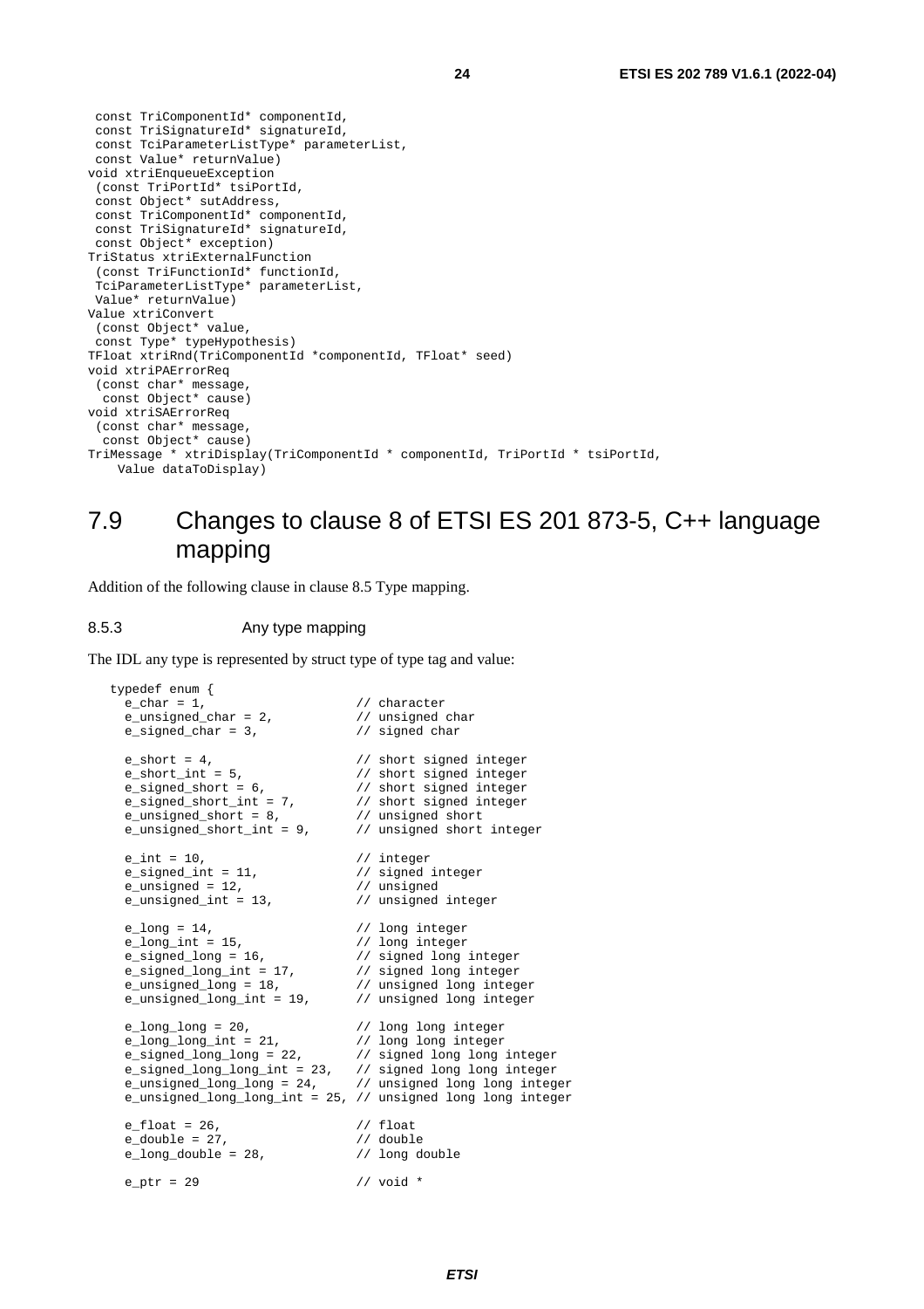```
 const TriComponentId* componentId,
 const TriSignatureId* signatureId,
 const TciParameterListType* parameterList,
 const Value* returnValue)
void xtriEnqueueException
 (const TriPortId* tsiPortId,
 const Object* sutAddress,
 const TriComponentId* componentId,
 const TriSignatureId* signatureId,
 const Object* exception)
TriStatus xtriExternalFunction
 (const TriFunctionId* functionId,
 TciParameterListType* parameterList,
 Value* returnValue)
Value xtriConvert
 (const Object* value,
 const Type* typeHypothesis)
TFloat xtriRnd(TriComponentId *componentId, TFloat* seed)
void xtriPAErrorReq
 (const char* message,
  const Object* cause)
void xtriSAErrorReq
 (const char* message,
  const Object* cause)
TriMessage * xtriDisplay(TriComponentId * componentId, TriPortId * tsiPortId,
    Value dataToDisplay)
```

# 7.9 Changes to clause 8 of ETSI ES 201 873-5, C++ language mapping

Addition of the following clause in clause 8.5 Type mapping.

### 8.5.3 Any type mapping

The IDL any type is represented by struct type of type tag and value:

```
   typedef enum {
     e_char = 1,                   // character
     e_unsigned_char = 2,          // unsigned char
     e_signed_char = 3,            // signed char

     e_short = 4,                  // short signed integer
     e_short_int = 5,              // short signed integer
     e_signed_short = 6,           // short signed integer
     e_signed_short_int = 7,       // short signed integer
     e_unsigned_short = 8,         // unsigned short
     e_unsigned_short_int = 9,     // unsigned short integer

     e_int = 10,                   // integer
     e_signed_int = 11,            // signed integer
     e_unsigned = 12,              // unsigned
     e_unsigned_int = 13,          // unsigned integer

     e_long = 14,                  // long integer
     e_long_int = 15,              // long integer
     e_signed_long = 16,           // signed long integer
     e_signed_long_int = 17,       // signed long integer
     e_unsigned_long = 18,         // unsigned long integer
     e_unsigned_long_int = 19,     // unsigned long integer

     e_long_long = 20,             // long long integer
     e_long_long_int = 21,         // long long integer
     e_signed_long_long = 22,      // signed long long integer
     e_signed_long_long_int = 23,  // signed long long integer
     e_unsigned_long_long = 24,    // unsigned long long integer
     e_unsigned_long_long_int = 25, // unsigned long long integer

     e_float = 26,                 // float
     e_double = 27,                // double
     e_long_double = 28,           // long double

     e_ptr = 29                    // void *
```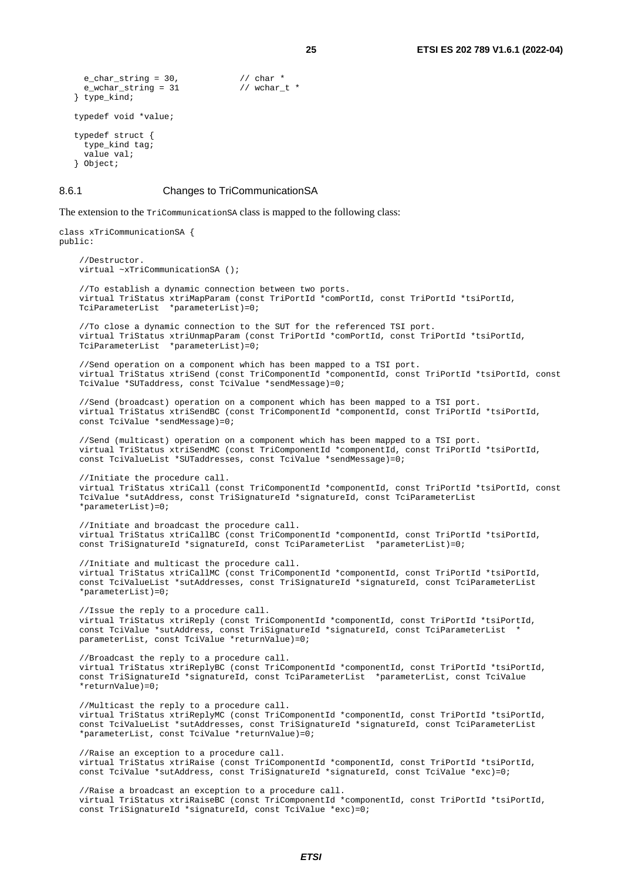```
    e_char_string = 30,            // char *
    e_wchar_string = 31            // wchar_t *
  } type_kind;

  typedef void *value;

  typedef struct {
    type_kind tag;
    value val;
  } Object;
```

### 8.6.1 Changes to TriCommunicationSA

The extension to the `TriCommunicationSA` class is mapped to the following class:

```
class xTriCommunicationSA {
public:

    //Destructor.
    virtual ~xTriCommunicationSA ();

    //To establish a dynamic connection between two ports.
    virtual TriStatus xtriMapParam (const TriPortId *comPortId, const TriPortId *tsiPortId,
    TciParameterList  *parameterList)=0;

    //To close a dynamic connection to the SUT for the referenced TSI port.
    virtual TriStatus xtriUnmapParam (const TriPortId *comPortId, const TriPortId *tsiPortId,
    TciParameterList  *parameterList)=0;

    //Send operation on a component which has been mapped to a TSI port.
    virtual TriStatus xtriSend (const TriComponentId *componentId, const TriPortId *tsiPortId, const
    TciValue *SUTaddress, const TciValue *sendMessage)=0;

    //Send (broadcast) operation on a component which has been mapped to a TSI port.
    virtual TriStatus xtriSendBC (const TriComponentId *componentId, const TriPortId *tsiPortId,
    const TciValue *sendMessage)=0;

    //Send (multicast) operation on a component which has been mapped to a TSI port.
    virtual TriStatus xtriSendMC (const TriComponentId *componentId, const TriPortId *tsiPortId,
    const TciValueList *SUTaddresses, const TciValue *sendMessage)=0;

    //Initiate the procedure call.
    virtual TriStatus xtriCall (const TriComponentId *componentId, const TriPortId *tsiPortId, const
    TciValue *sutAddress, const TriSignatureId *signatureId, const TciParameterList
    *parameterList)=0;

    //Initiate and broadcast the procedure call.
    virtual TriStatus xtriCallBC (const TriComponentId *componentId, const TriPortId *tsiPortId,
    const TriSignatureId *signatureId, const TciParameterList  *parameterList)=0;

    //Initiate and multicast the procedure call.
    virtual TriStatus xtriCallMC (const TriComponentId *componentId, const TriPortId *tsiPortId,
    const TciValueList *sutAddresses, const TriSignatureId *signatureId, const TciParameterList
    *parameterList)=0;

    //Issue the reply to a procedure call.
    virtual TriStatus xtriReply (const TriComponentId *componentId, const TriPortId *tsiPortId,
    const TciValue *sutAddress, const TriSignatureId *signatureId, const TciParameterList  *
    parameterList, const TciValue *returnValue)=0;

    //Broadcast the reply to a procedure call.
    virtual TriStatus xtriReplyBC (const TriComponentId *componentId, const TriPortId *tsiPortId,
    const TriSignatureId *signatureId, const TciParameterList  *parameterList, const TciValue
    *returnValue)=0;

    //Multicast the reply to a procedure call.
    virtual TriStatus xtriReplyMC (const TriComponentId *componentId, const TriPortId *tsiPortId,
    const TciValueList *sutAddresses, const TriSignatureId *signatureId, const TciParameterList
    *parameterList, const TciValue *returnValue)=0;

    //Raise an exception to a procedure call.
    virtual TriStatus xtriRaise (const TriComponentId *componentId, const TriPortId *tsiPortId,
    const TciValue *sutAddress, const TriSignatureId *signatureId, const TciValue *exc)=0;

    //Raise a broadcast an exception to a procedure call.
    virtual TriStatus xtriRaiseBC (const TriComponentId *componentId, const TriPortId *tsiPortId,
    const TriSignatureId *signatureId, const TciValue *exc)=0;
```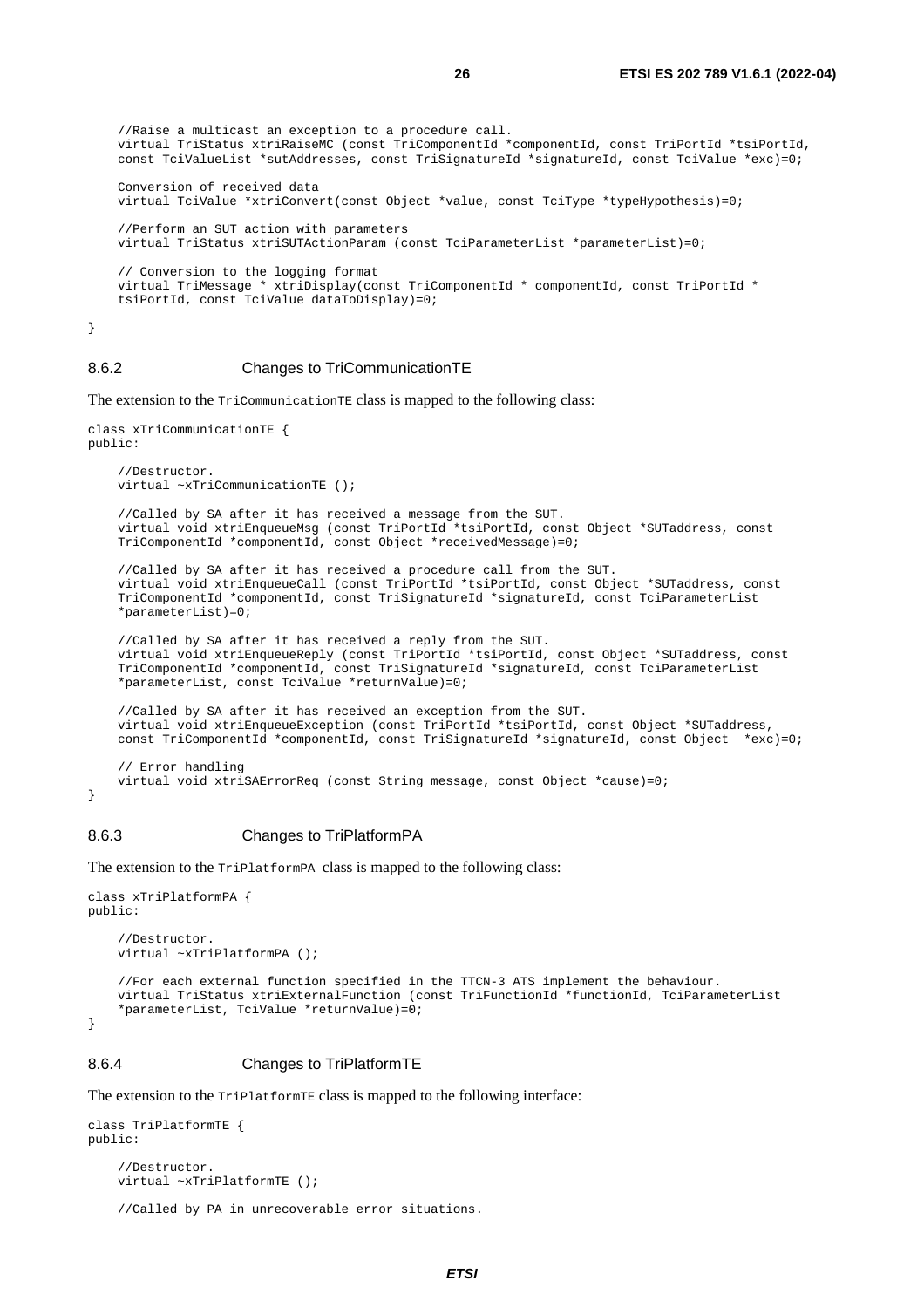```
    //Raise a multicast an exception to a procedure call.
    virtual TriStatus xtriRaiseMC (const TriComponentId *componentId, const TriPortId *tsiPortId,
    const TciValueList *sutAddresses, const TriSignatureId *signatureId, const TciValue *exc)=0;

    Conversion of received data
    virtual TciValue *xtriConvert(const Object *value, const TciType *typeHypothesis)=0;

    //Perform an SUT action with parameters
    virtual TriStatus xtriSUTActionParam (const TciParameterList *parameterList)=0;

    // Conversion to the logging format
    virtual TriMessage * xtriDisplay(const TriComponentId * componentId, const TriPortId *
    tsiPortId, const TciValue dataToDisplay)=0;

}
```

### 8.6.2 Changes to TriCommunicationTE

The extension to the `TriCommunicationTE` class is mapped to the following class:

```
class xTriCommunicationTE {
public:

    //Destructor.
    virtual ~xTriCommunicationTE ();

    //Called by SA after it has received a message from the SUT.
    virtual void xtriEnqueueMsg (const TriPortId *tsiPortId, const Object *SUTaddress, const
    TriComponentId *componentId, const Object *receivedMessage)=0;

    //Called by SA after it has received a procedure call from the SUT.
    virtual void xtriEnqueueCall (const TriPortId *tsiPortId, const Object *SUTaddress, const
    TriComponentId *componentId, const TriSignatureId *signatureId, const TciParameterList
    *parameterList)=0;

    //Called by SA after it has received a reply from the SUT.
    virtual void xtriEnqueueReply (const TriPortId *tsiPortId, const Object *SUTaddress, const
    TriComponentId *componentId, const TriSignatureId *signatureId, const TciParameterList
    *parameterList, const TciValue *returnValue)=0;

    //Called by SA after it has received an exception from the SUT.
    virtual void xtriEnqueueException (const TriPortId *tsiPortId, const Object *SUTaddress,
    const TriComponentId *componentId, const TriSignatureId *signatureId, const Object  *exc)=0;

    // Error handling
    virtual void xtriSAErrorReq (const String message, const Object *cause)=0;
}
```

### 8.6.3 Changes to TriPlatformPA

The extension to the `TriPlatformPA` class is mapped to the following class:

```
class xTriPlatformPA {
public:

    //Destructor.
    virtual ~xTriPlatformPA ();

    //For each external function specified in the TTCN-3 ATS implement the behaviour.
    virtual TriStatus xtriExternalFunction (const TriFunctionId *functionId, TciParameterList
    *parameterList, TciValue *returnValue)=0;
}
```

### 8.6.4 Changes to TriPlatformTE

The extension to the `TriPlatformTE` class is mapped to the following interface:

```
class TriPlatformTE {
public:

    //Destructor.
    virtual ~xTriPlatformTE ();

    //Called by PA in unrecoverable error situations.
```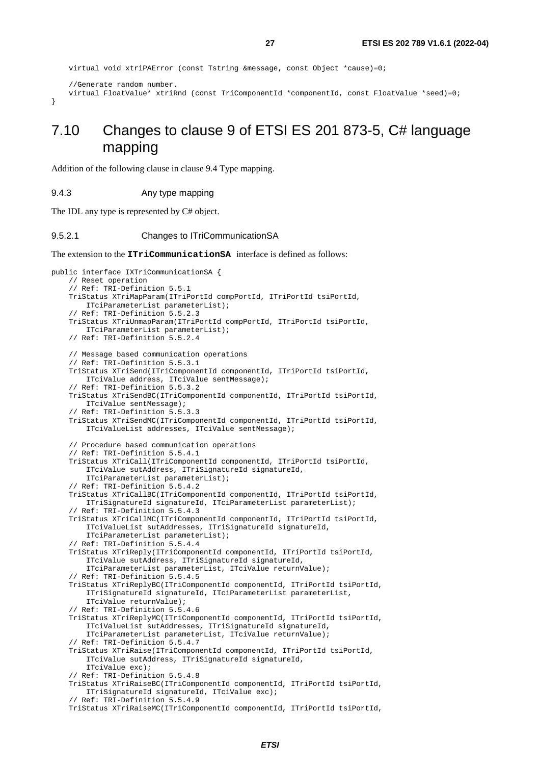```
    virtual void xtriPAError (const Tstring &message, const Object *cause)=0;

    //Generate random number.
    virtual FloatValue* xtriRnd (const TriComponentId *componentId, const FloatValue *seed)=0;
}
```

## 7.10 Changes to clause 9 of ETSI ES 201 873-5, C# language mapping

Addition of the following clause in clause 9.4 Type mapping.

### 9.4.3 Any type mapping

The IDL any type is represented by C# object.

### 9.5.2.1 Changes to ITriCommunicationSA

The extension to the **ITriCommunicationSA** interface is defined as follows:

```
public interface IXTriCommunicationSA {
    // Reset operation
    // Ref: TRI-Definition 5.5.1
    TriStatus XTriMapParam(ITriPortId compPortId, ITriPortId tsiPortId,
        ITciParameterList parameterList);
    // Ref: TRI-Definition 5.5.2.3
    TriStatus XTriUnmapParam(ITriPortId compPortId, ITriPortId tsiPortId,
        ITciParameterList parameterList);
    // Ref: TRI-Definition 5.5.2.4

    // Message based communication operations
    // Ref: TRI-Definition 5.5.3.1
    TriStatus XTriSend(ITriComponentId componentId, ITriPortId tsiPortId,
        ITciValue address, ITciValue sentMessage);
    // Ref: TRI-Definition 5.5.3.2
    TriStatus XTriSendBC(ITriComponentId componentId, ITriPortId tsiPortId,
        ITciValue sentMessage);
    // Ref: TRI-Definition 5.5.3.3
    TriStatus XTriSendMC(ITriComponentId componentId, ITriPortId tsiPortId,
        ITciValueList addresses, ITciValue sentMessage);

    // Procedure based communication operations
    // Ref: TRI-Definition 5.5.4.1
    TriStatus XTriCall(ITriComponentId componentId, ITriPortId tsiPortId,
        ITciValue sutAddress, ITriSignatureId signatureId,
        ITciParameterList parameterList);
    // Ref: TRI-Definition 5.5.4.2
    TriStatus XTriCallBC(ITriComponentId componentId, ITriPortId tsiPortId,
        ITriSignatureId signatureId, ITciParameterList parameterList);
    // Ref: TRI-Definition 5.5.4.3
    TriStatus XTriCallMC(ITriComponentId componentId, ITriPortId tsiPortId,
        ITciValueList sutAddresses, ITriSignatureId signatureId,
        ITciParameterList parameterList);
    // Ref: TRI-Definition 5.5.4.4
    TriStatus XTriReply(ITriComponentId componentId, ITriPortId tsiPortId,
        ITciValue sutAddress, ITriSignatureId signatureId,
        ITciParameterList parameterList, ITciValue returnValue);
    // Ref: TRI-Definition 5.5.4.5
    TriStatus XTriReplyBC(ITriComponentId componentId, ITriPortId tsiPortId,
        ITriSignatureId signatureId, ITciParameterList parameterList,
        ITciValue returnValue);
    // Ref: TRI-Definition 5.5.4.6
    TriStatus XTriReplyMC(ITriComponentId componentId, ITriPortId tsiPortId,
        ITciValueList sutAddresses, ITriSignatureId signatureId,
        ITciParameterList parameterList, ITciValue returnValue);
    // Ref: TRI-Definition 5.5.4.7
    TriStatus XTriRaise(ITriComponentId componentId, ITriPortId tsiPortId,
        ITciValue sutAddress, ITriSignatureId signatureId,
        ITciValue exc);
    // Ref: TRI-Definition 5.5.4.8
    TriStatus XTriRaiseBC(ITriComponentId componentId, ITriPortId tsiPortId,
        ITriSignatureId signatureId, ITciValue exc);
    // Ref: TRI-Definition 5.5.4.9
    TriStatus XTriRaiseMC(ITriComponentId componentId, ITriPortId tsiPortId,
```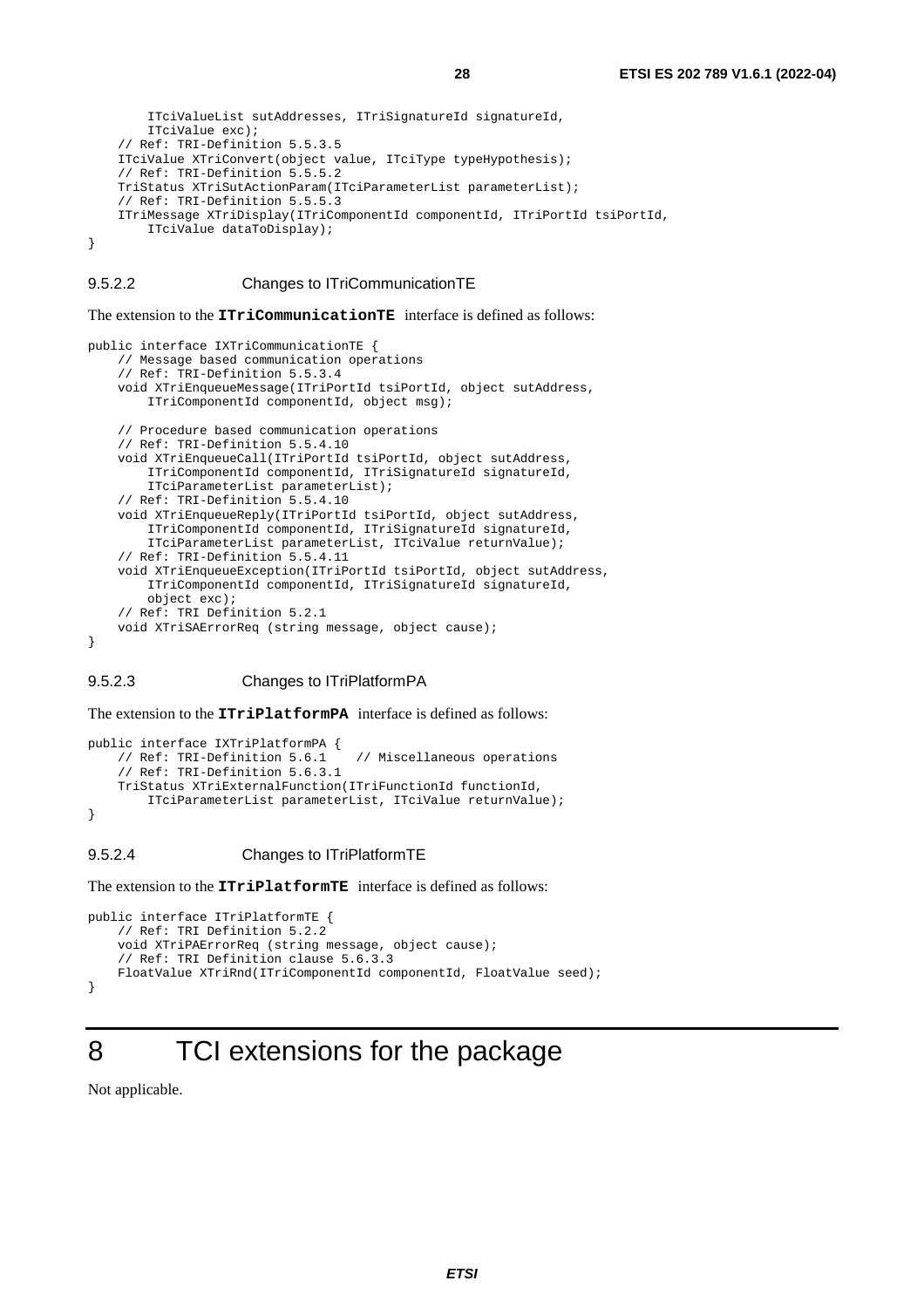```
        ITciValueList sutAddresses, ITriSignatureId signatureId,
        ITciValue exc);
    // Ref: TRI-Definition 5.5.3.5
    ITciValue XTriConvert(object value, ITciType typeHypothesis);
    // Ref: TRI-Definition 5.5.5.2
    TriStatus XTriSutActionParam(ITciParameterList parameterList);
    // Ref: TRI-Definition 5.5.5.3
    ITriMessage XTriDisplay(ITriComponentId componentId, ITriPortId tsiPortId,
        ITciValue dataToDisplay);
}
```

#### 9.5.2.2 Changes to ITriCommunicationTE

The extension to the **ITriCommunicationTE** interface is defined as follows:

```
public interface IXTriCommunicationTE {
    // Message based communication operations
    // Ref: TRI-Definition 5.5.3.4
    void XTriEnqueueMessage(ITriPortId tsiPortId, object sutAddress,
        ITriComponentId componentId, object msg);

    // Procedure based communication operations
    // Ref: TRI-Definition 5.5.4.10
    void XTriEnqueueCall(ITriPortId tsiPortId, object sutAddress,
        ITriComponentId componentId, ITriSignatureId signatureId,
        ITciParameterList parameterList);
    // Ref: TRI-Definition 5.5.4.10
    void XTriEnqueueReply(ITriPortId tsiPortId, object sutAddress,
        ITriComponentId componentId, ITriSignatureId signatureId,
        ITciParameterList parameterList, ITciValue returnValue);
    // Ref: TRI-Definition 5.5.4.11
    void XTriEnqueueException(ITriPortId tsiPortId, object sutAddress,
        ITriComponentId componentId, ITriSignatureId signatureId,
        object exc);
    // Ref: TRI Definition 5.2.1
    void XTriSAErrorReq (string message, object cause);
}
```

#### 9.5.2.3 Changes to ITriPlatformPA

The extension to the **ITriPlatformPA** interface is defined as follows:

```
public interface IXTriPlatformPA {
    // Ref: TRI-Definition 5.6.1    // Miscellaneous operations
    // Ref: TRI-Definition 5.6.3.1
    TriStatus XTriExternalFunction(ITriFunctionId functionId,
        ITciParameterList parameterList, ITciValue returnValue);
}
```

#### 9.5.2.4 Changes to ITriPlatformTE

The extension to the **ITriPlatformTE** interface is defined as follows:

```
public interface ITriPlatformTE {
    // Ref: TRI Definition 5.2.2
    void XTriPAErrorReq (string message, object cause);
    // Ref: TRI Definition clause 5.6.3.3
    FloatValue XTriRnd(ITriComponentId componentId, FloatValue seed);
}
```

# 8 TCI extensions for the package

Not applicable.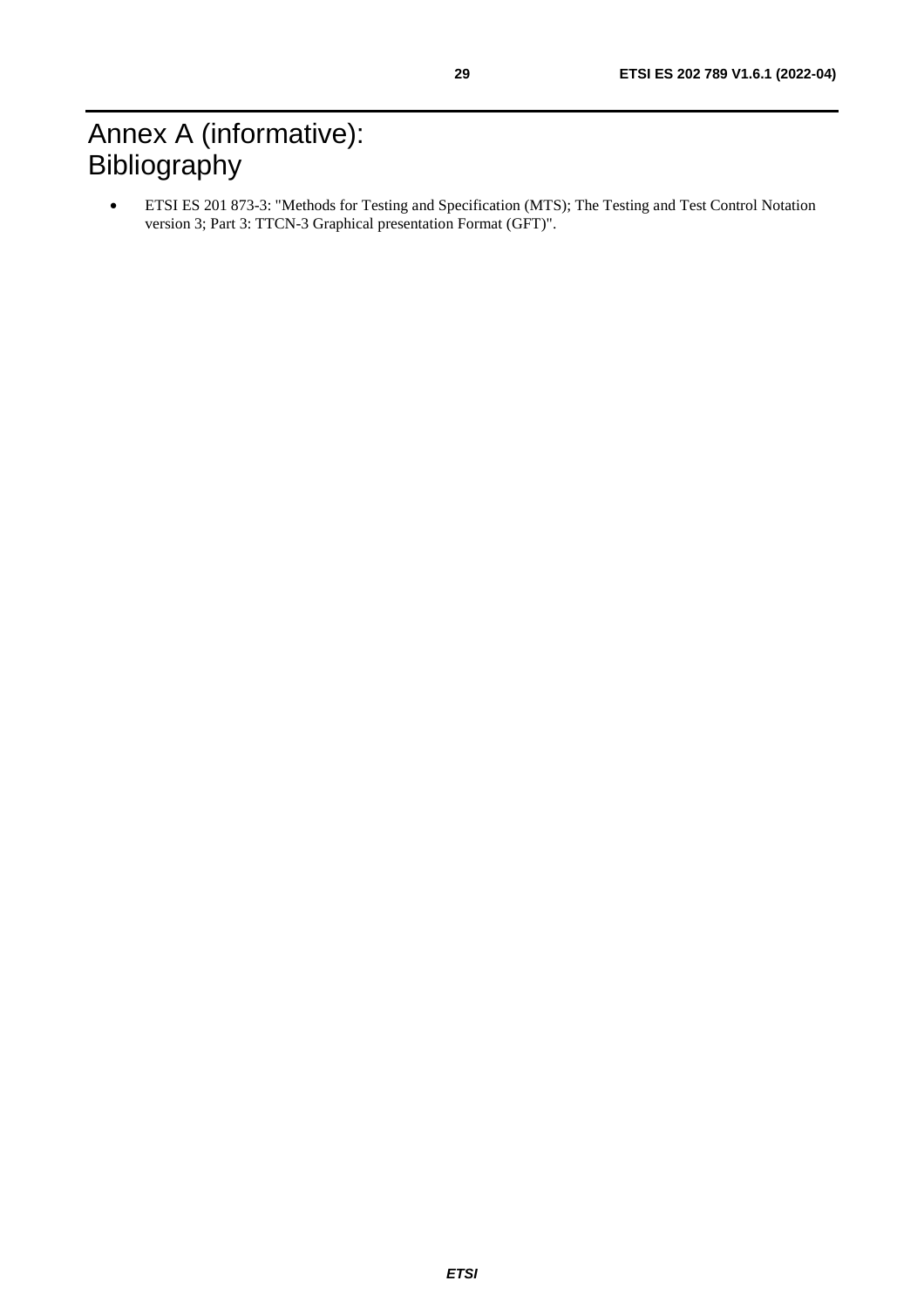# Annex A (informative): Bibliography

- ETSI ES 201 873-3: "Methods for Testing and Specification (MTS); The Testing and Test Control Notation version 3; Part 3: TTCN-3 Graphical presentation Format (GFT)".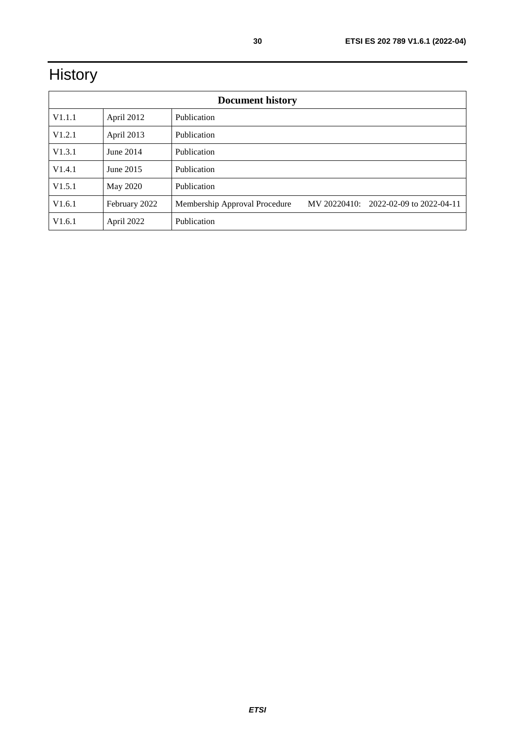# History

| Document history | | |
|---|---|---|
| V1.1.1 | April 2012 | Publication |
| V1.2.1 | April 2013 | Publication |
| V1.3.1 | June 2014 | Publication |
| V1.4.1 | June 2015 | Publication |
| V1.5.1 | May 2020 | Publication |
| V1.6.1 | February 2022 | Membership Approval Procedure MV 20220410: 2022-02-09 to 2022-04-11 |
| V1.6.1 | April 2022 | Publication |